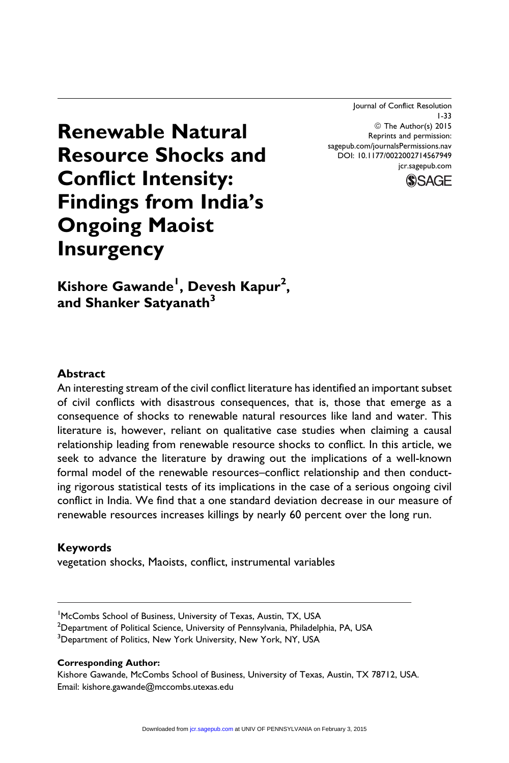# Renewable Natural Resource Shocks and Conflict Intensity: Findings from India's Ongoing Maoist Insurgency

**Kishore Gawande[1], Devesh Kapur[2], and Shanker Satyanath[3]**

## Abstract

An interesting stream of the civil conflict literature has identified an important subset of civil conflicts with disastrous consequences, that is, those that emerge as a consequence of shocks to renewable natural resources like land and water. This literature is, however, reliant on qualitative case studies when claiming a causal relationship leading from renewable resource shocks to conflict. In this article, we seek to advance the literature by drawing out the implications of a well-known formal model of the renewable resources–conflict relationship and then conducting rigorous statistical tests of its implications in the case of a serious ongoing civil conflict in India. We find that a one standard deviation decrease in our measure of renewable resources increases killings by nearly 60 percent over the long run.

## Keywords

vegetation shocks, Maoists, conflict, instrumental variables

---

[1]McCombs School of Business, University of Texas, Austin, TX, USA
[2]Department of Political Science, University of Pennsylvania, Philadelphia, PA, USA
[3]Department of Politics, New York University, New York, NY, USA

**Corresponding Author:**
Kishore Gawande, McCombs School of Business, University of Texas, Austin, TX 78712, USA.
Email: kishore.gawande@mccombs.utexas.edu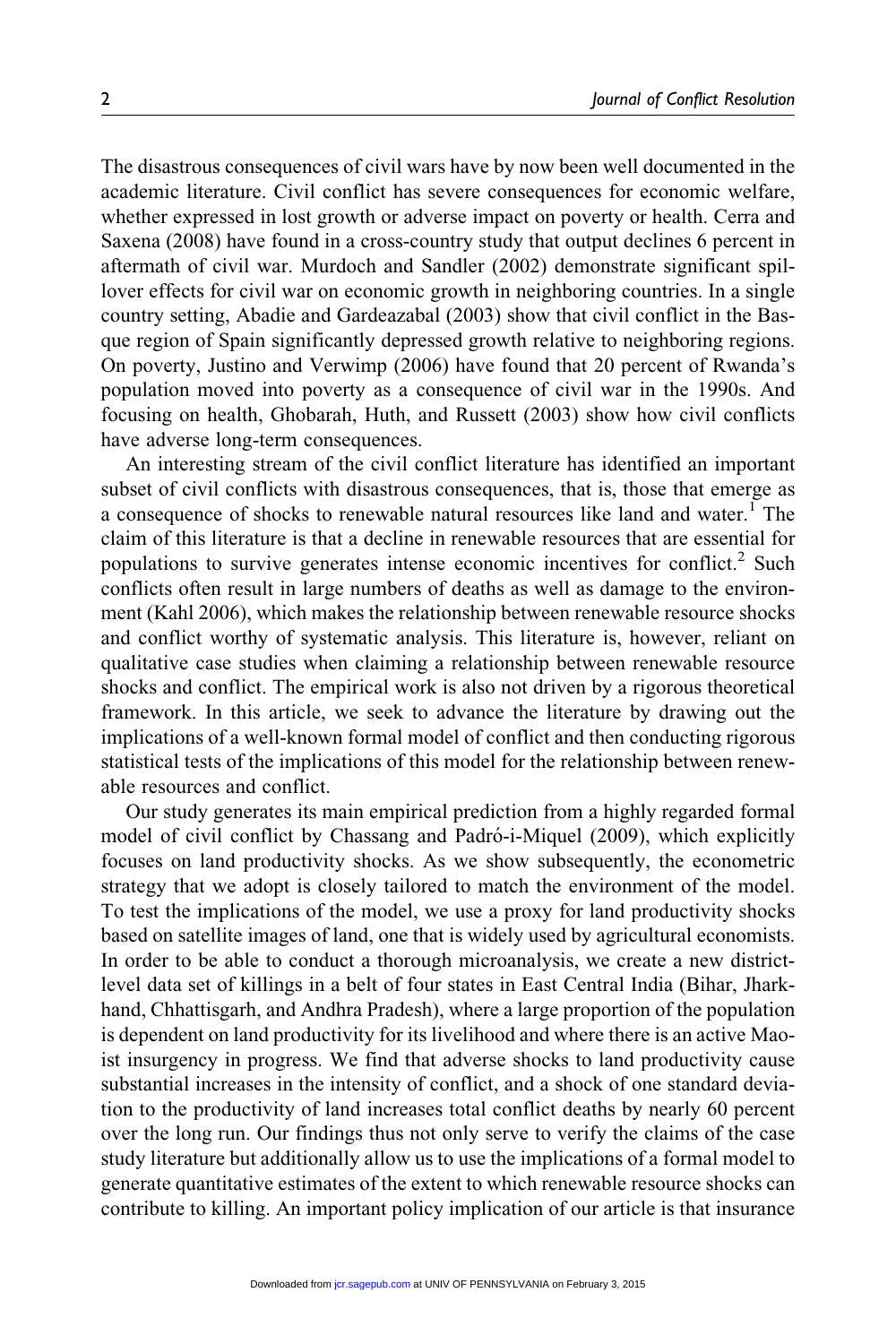The disastrous consequences of civil wars have by now been well documented in the academic literature. Civil conflict has severe consequences for economic welfare, whether expressed in lost growth or adverse impact on poverty or health. Cerra and Saxena (2008) have found in a cross-country study that output declines 6 percent in aftermath of civil war. Murdoch and Sandler (2002) demonstrate significant spillover effects for civil war on economic growth in neighboring countries. In a single country setting, Abadie and Gardeazabal (2003) show that civil conflict in the Basque region of Spain significantly depressed growth relative to neighboring regions. On poverty, Justino and Verwimp (2006) have found that 20 percent of Rwanda's population moved into poverty as a consequence of civil war in the 1990s. And focusing on health, Ghobarah, Huth, and Russett (2003) show how civil conflicts have adverse long-term consequences.

An interesting stream of the civil conflict literature has identified an important subset of civil conflicts with disastrous consequences, that is, those that emerge as a consequence of shocks to renewable natural resources like land and water.[1] The claim of this literature is that a decline in renewable resources that are essential for populations to survive generates intense economic incentives for conflict.[2] Such conflicts often result in large numbers of deaths as well as damage to the environment (Kahl 2006), which makes the relationship between renewable resource shocks and conflict worthy of systematic analysis. This literature is, however, reliant on qualitative case studies when claiming a relationship between renewable resource shocks and conflict. The empirical work is also not driven by a rigorous theoretical framework. In this article, we seek to advance the literature by drawing out the implications of a well-known formal model of conflict and then conducting rigorous statistical tests of the implications of this model for the relationship between renewable resources and conflict.

Our study generates its main empirical prediction from a highly regarded formal model of civil conflict by Chassang and Padró-i-Miquel (2009), which explicitly focuses on land productivity shocks. As we show subsequently, the econometric strategy that we adopt is closely tailored to match the environment of the model. To test the implications of the model, we use a proxy for land productivity shocks based on satellite images of land, one that is widely used by agricultural economists. In order to be able to conduct a thorough microanalysis, we create a new district-level data set of killings in a belt of four states in East Central India (Bihar, Jharkhand, Chhattisgarh, and Andhra Pradesh), where a large proportion of the population is dependent on land productivity for its livelihood and where there is an active Maoist insurgency in progress. We find that adverse shocks to land productivity cause substantial increases in the intensity of conflict, and a shock of one standard deviation to the productivity of land increases total conflict deaths by nearly 60 percent over the long run. Our findings thus not only serve to verify the claims of the case study literature but additionally allow us to use the implications of a formal model to generate quantitative estimates of the extent to which renewable resource shocks can contribute to killing. An important policy implication of our article is that insurance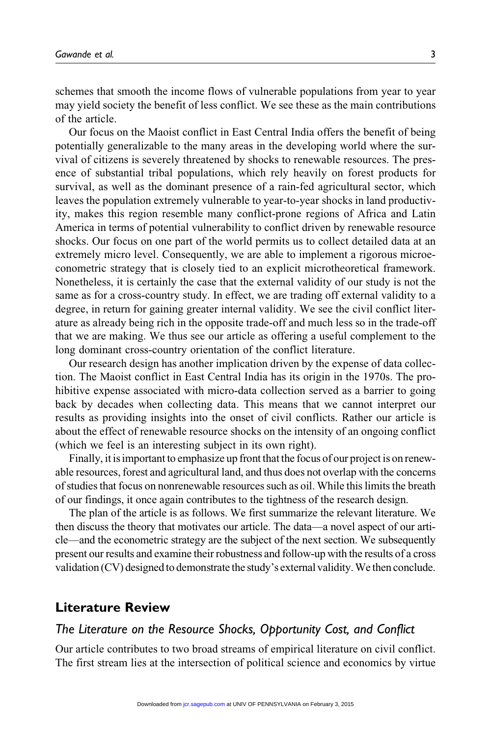schemes that smooth the income flows of vulnerable populations from year to year may yield society the benefit of less conflict. We see these as the main contributions of the article.

Our focus on the Maoist conflict in East Central India offers the benefit of being potentially generalizable to the many areas in the developing world where the survival of citizens is severely threatened by shocks to renewable resources. The presence of substantial tribal populations, which rely heavily on forest products for survival, as well as the dominant presence of a rain-fed agricultural sector, which leaves the population extremely vulnerable to year-to-year shocks in land productivity, makes this region resemble many conflict-prone regions of Africa and Latin America in terms of potential vulnerability to conflict driven by renewable resource shocks. Our focus on one part of the world permits us to collect detailed data at an extremely micro level. Consequently, we are able to implement a rigorous microeconometric strategy that is closely tied to an explicit microtheoretical framework. Nonetheless, it is certainly the case that the external validity of our study is not the same as for a cross-country study. In effect, we are trading off external validity to a degree, in return for gaining greater internal validity. We see the civil conflict literature as already being rich in the opposite trade-off and much less so in the trade-off that we are making. We thus see our article as offering a useful complement to the long dominant cross-country orientation of the conflict literature.

Our research design has another implication driven by the expense of data collection. The Maoist conflict in East Central India has its origin in the 1970s. The prohibitive expense associated with micro-data collection served as a barrier to going back by decades when collecting data. This means that we cannot interpret our results as providing insights into the onset of civil conflicts. Rather our article is about the effect of renewable resource shocks on the intensity of an ongoing conflict (which we feel is an interesting subject in its own right).

Finally, it is important to emphasize up front that the focus of our project is on renewable resources, forest and agricultural land, and thus does not overlap with the concerns of studies that focus on nonrenewable resources such as oil. While this limits the breath of our findings, it once again contributes to the tightness of the research design.

The plan of the article is as follows. We first summarize the relevant literature. We then discuss the theory that motivates our article. The data—a novel aspect of our article—and the econometric strategy are the subject of the next section. We subsequently present our results and examine their robustness and follow-up with the results of a cross validation (CV) designed to demonstrate the study's external validity. We then conclude.

## Literature Review

### *The Literature on the Resource Shocks, Opportunity Cost, and Conflict*

Our article contributes to two broad streams of empirical literature on civil conflict. The first stream lies at the intersection of political science and economics by virtue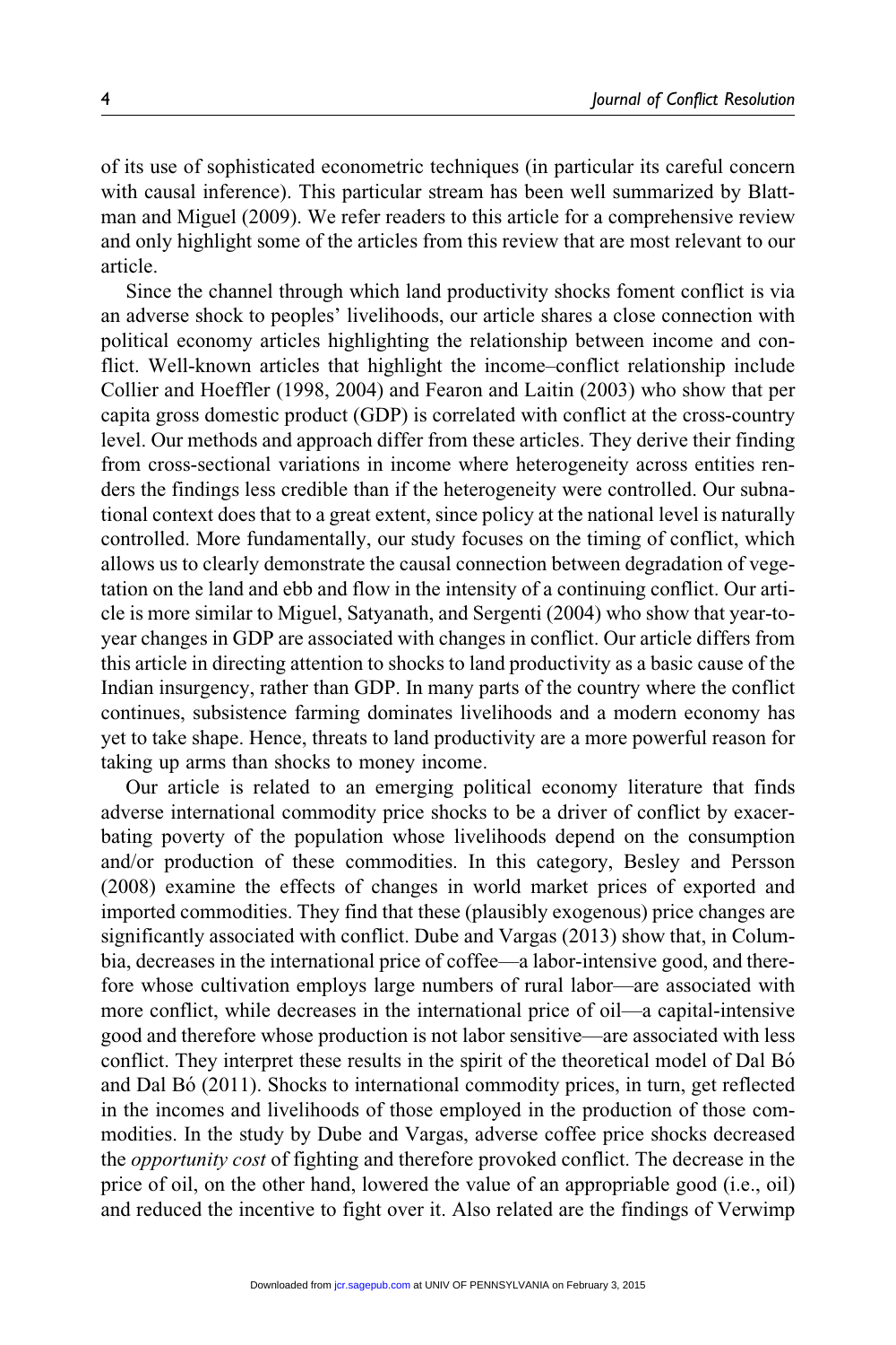of its use of sophisticated econometric techniques (in particular its careful concern with causal inference). This particular stream has been well summarized by Blattman and Miguel (2009). We refer readers to this article for a comprehensive review and only highlight some of the articles from this review that are most relevant to our article.

Since the channel through which land productivity shocks foment conflict is via an adverse shock to peoples' livelihoods, our article shares a close connection with political economy articles highlighting the relationship between income and conflict. Well-known articles that highlight the income–conflict relationship include Collier and Hoeffler (1998, 2004) and Fearon and Laitin (2003) who show that per capita gross domestic product (GDP) is correlated with conflict at the cross-country level. Our methods and approach differ from these articles. They derive their finding from cross-sectional variations in income where heterogeneity across entities renders the findings less credible than if the heterogeneity were controlled. Our subnational context does that to a great extent, since policy at the national level is naturally controlled. More fundamentally, our study focuses on the timing of conflict, which allows us to clearly demonstrate the causal connection between degradation of vegetation on the land and ebb and flow in the intensity of a continuing conflict. Our article is more similar to Miguel, Satyanath, and Sergenti (2004) who show that year-to-year changes in GDP are associated with changes in conflict. Our article differs from this article in directing attention to shocks to land productivity as a basic cause of the Indian insurgency, rather than GDP. In many parts of the country where the conflict continues, subsistence farming dominates livelihoods and a modern economy has yet to take shape. Hence, threats to land productivity are a more powerful reason for taking up arms than shocks to money income.

Our article is related to an emerging political economy literature that finds adverse international commodity price shocks to be a driver of conflict by exacerbating poverty of the population whose livelihoods depend on the consumption and/or production of these commodities. In this category, Besley and Persson (2008) examine the effects of changes in world market prices of exported and imported commodities. They find that these (plausibly exogenous) price changes are significantly associated with conflict. Dube and Vargas (2013) show that, in Columbia, decreases in the international price of coffee—a labor-intensive good, and therefore whose cultivation employs large numbers of rural labor—are associated with more conflict, while decreases in the international price of oil—a capital-intensive good and therefore whose production is not labor sensitive—are associated with less conflict. They interpret these results in the spirit of the theoretical model of Dal Bó and Dal Bó (2011). Shocks to international commodity prices, in turn, get reflected in the incomes and livelihoods of those employed in the production of those commodities. In the study by Dube and Vargas, adverse coffee price shocks decreased the *opportunity cost* of fighting and therefore provoked conflict. The decrease in the price of oil, on the other hand, lowered the value of an appropriable good (i.e., oil) and reduced the incentive to fight over it. Also related are the findings of Verwimp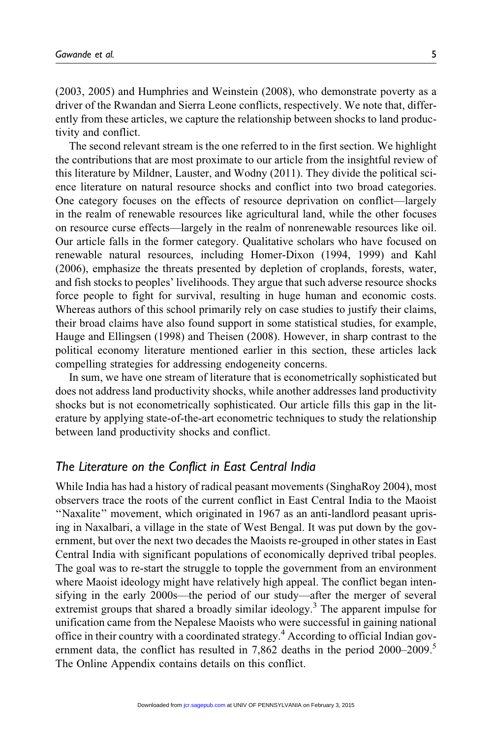(2003, 2005) and Humphries and Weinstein (2008), who demonstrate poverty as a driver of the Rwandan and Sierra Leone conflicts, respectively. We note that, differently from these articles, we capture the relationship between shocks to land productivity and conflict.

The second relevant stream is the one referred to in the first section. We highlight the contributions that are most proximate to our article from the insightful review of this literature by Mildner, Lauster, and Wodny (2011). They divide the political science literature on natural resource shocks and conflict into two broad categories. One category focuses on the effects of resource deprivation on conflict—largely in the realm of renewable resources like agricultural land, while the other focuses on resource curse effects—largely in the realm of nonrenewable resources like oil. Our article falls in the former category. Qualitative scholars who have focused on renewable natural resources, including Homer-Dixon (1994, 1999) and Kahl (2006), emphasize the threats presented by depletion of croplands, forests, water, and fish stocks to peoples' livelihoods. They argue that such adverse resource shocks force people to fight for survival, resulting in huge human and economic costs. Whereas authors of this school primarily rely on case studies to justify their claims, their broad claims have also found support in some statistical studies, for example, Hauge and Ellingsen (1998) and Theisen (2008). However, in sharp contrast to the political economy literature mentioned earlier in this section, these articles lack compelling strategies for addressing endogeneity concerns.

In sum, we have one stream of literature that is econometrically sophisticated but does not address land productivity shocks, while another addresses land productivity shocks but is not econometrically sophisticated. Our article fills this gap in the literature by applying state-of-the-art econometric techniques to study the relationship between land productivity shocks and conflict.

## *The Literature on the Conflict in East Central India*

While India has had a history of radical peasant movements (SinghaRoy 2004), most observers trace the roots of the current conflict in East Central India to the Maoist "Naxalite" movement, which originated in 1967 as an anti-landlord peasant uprising in Naxalbari, a village in the state of West Bengal. It was put down by the government, but over the next two decades the Maoists re-grouped in other states in East Central India with significant populations of economically deprived tribal peoples. The goal was to re-start the struggle to topple the government from an environment where Maoist ideology might have relatively high appeal. The conflict began intensifying in the early 2000s—the period of our study—after the merger of several extremist groups that shared a broadly similar ideology.[3] The apparent impulse for unification came from the Nepalese Maoists who were successful in gaining national office in their country with a coordinated strategy.[4] According to official Indian government data, the conflict has resulted in 7,862 deaths in the period 2000–2009.[5] The Online Appendix contains details on this conflict.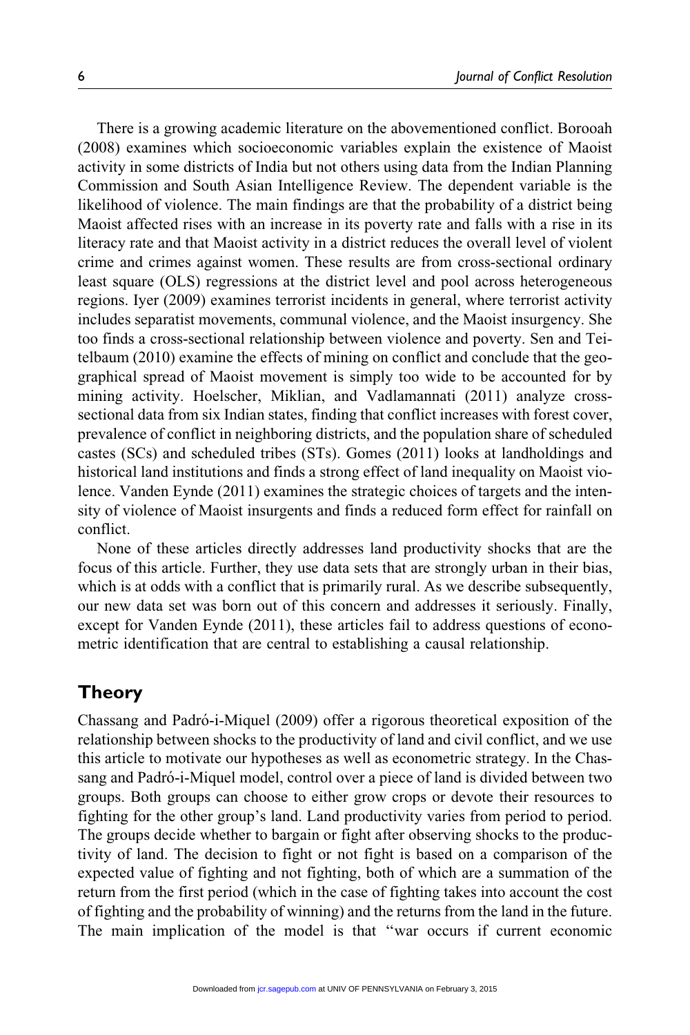There is a growing academic literature on the abovementioned conflict. Borooah (2008) examines which socioeconomic variables explain the existence of Maoist activity in some districts of India but not others using data from the Indian Planning Commission and South Asian Intelligence Review. The dependent variable is the likelihood of violence. The main findings are that the probability of a district being Maoist affected rises with an increase in its poverty rate and falls with a rise in its literacy rate and that Maoist activity in a district reduces the overall level of violent crime and crimes against women. These results are from cross-sectional ordinary least square (OLS) regressions at the district level and pool across heterogeneous regions. Iyer (2009) examines terrorist incidents in general, where terrorist activity includes separatist movements, communal violence, and the Maoist insurgency. She too finds a cross-sectional relationship between violence and poverty. Sen and Teitelbaum (2010) examine the effects of mining on conflict and conclude that the geographical spread of Maoist movement is simply too wide to be accounted for by mining activity. Hoelscher, Miklian, and Vadlamannati (2011) analyze cross-sectional data from six Indian states, finding that conflict increases with forest cover, prevalence of conflict in neighboring districts, and the population share of scheduled castes (SCs) and scheduled tribes (STs). Gomes (2011) looks at landholdings and historical land institutions and finds a strong effect of land inequality on Maoist violence. Vanden Eynde (2011) examines the strategic choices of targets and the intensity of violence of Maoist insurgents and finds a reduced form effect for rainfall on conflict.

None of these articles directly addresses land productivity shocks that are the focus of this article. Further, they use data sets that are strongly urban in their bias, which is at odds with a conflict that is primarily rural. As we describe subsequently, our new data set was born out of this concern and addresses it seriously. Finally, except for Vanden Eynde (2011), these articles fail to address questions of econometric identification that are central to establishing a causal relationship.

## Theory

Chassang and Padró-i-Miquel (2009) offer a rigorous theoretical exposition of the relationship between shocks to the productivity of land and civil conflict, and we use this article to motivate our hypotheses as well as econometric strategy. In the Chassang and Padró-i-Miquel model, control over a piece of land is divided between two groups. Both groups can choose to either grow crops or devote their resources to fighting for the other group's land. Land productivity varies from period to period. The groups decide whether to bargain or fight after observing shocks to the productivity of land. The decision to fight or not fight is based on a comparison of the expected value of fighting and not fighting, both of which are a summation of the return from the first period (which in the case of fighting takes into account the cost of fighting and the probability of winning) and the returns from the land in the future. The main implication of the model is that "war occurs if current economic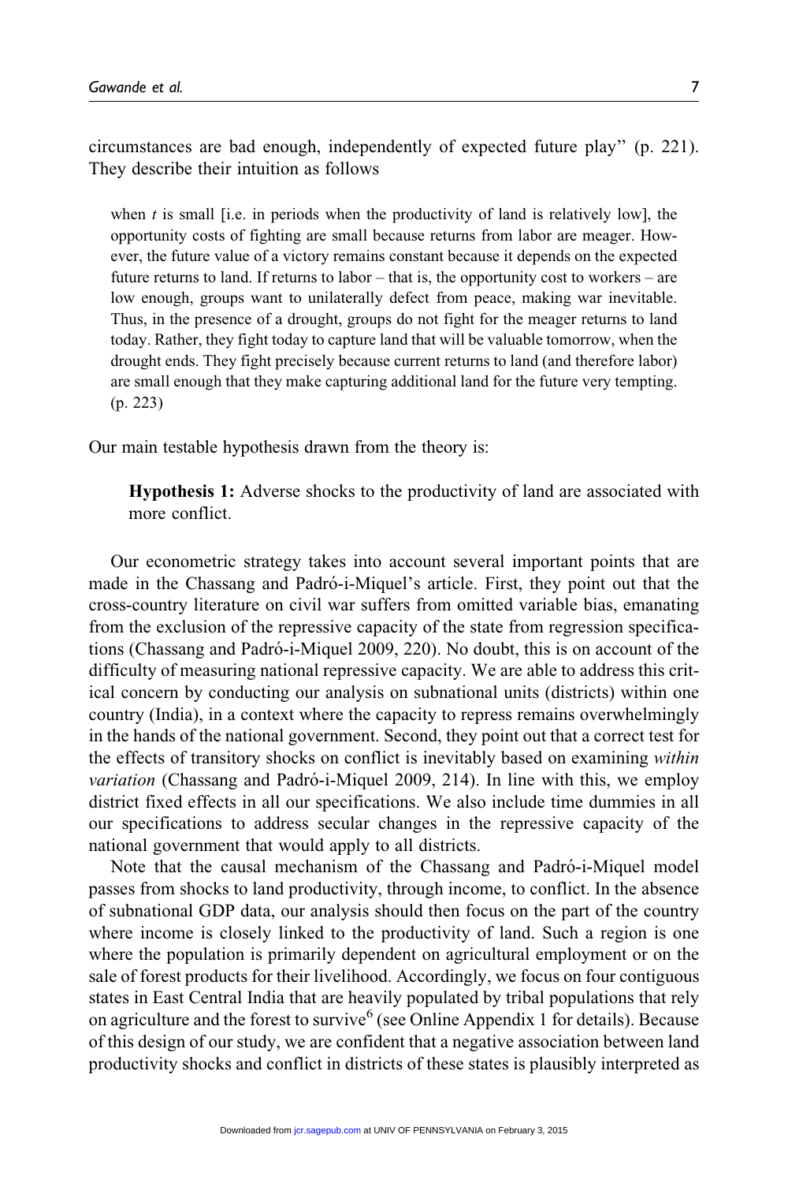circumstances are bad enough, independently of expected future play'' (p. 221). They describe their intuition as follows

> when $t$ is small [i.e. in periods when the productivity of land is relatively low], the opportunity costs of fighting are small because returns from labor are meager. However, the future value of a victory remains constant because it depends on the expected future returns to land. If returns to labor – that is, the opportunity cost to workers – are low enough, groups want to unilaterally defect from peace, making war inevitable. Thus, in the presence of a drought, groups do not fight for the meager returns to land today. Rather, they fight today to capture land that will be valuable tomorrow, when the drought ends. They fight precisely because current returns to land (and therefore labor) are small enough that they make capturing additional land for the future very tempting. (p. 223)

Our main testable hypothesis drawn from the theory is:

> **Hypothesis 1:** Adverse shocks to the productivity of land are associated with more conflict.

Our econometric strategy takes into account several important points that are made in the Chassang and Padró-i-Miquel's article. First, they point out that the cross-country literature on civil war suffers from omitted variable bias, emanating from the exclusion of the repressive capacity of the state from regression specifications (Chassang and Padró-i-Miquel 2009, 220). No doubt, this is on account of the difficulty of measuring national repressive capacity. We are able to address this critical concern by conducting our analysis on subnational units (districts) within one country (India), in a context where the capacity to repress remains overwhelmingly in the hands of the national government. Second, they point out that a correct test for the effects of transitory shocks on conflict is inevitably based on examining *within variation* (Chassang and Padró-i-Miquel 2009, 214). In line with this, we employ district fixed effects in all our specifications. We also include time dummies in all our specifications to address secular changes in the repressive capacity of the national government that would apply to all districts.

Note that the causal mechanism of the Chassang and Padró-i-Miquel model passes from shocks to land productivity, through income, to conflict. In the absence of subnational GDP data, our analysis should then focus on the part of the country where income is closely linked to the productivity of land. Such a region is one where the population is primarily dependent on agricultural employment or on the sale of forest products for their livelihood. Accordingly, we focus on four contiguous states in East Central India that are heavily populated by tribal populations that rely on agriculture and the forest to survive[6] (see Online Appendix 1 for details). Because of this design of our study, we are confident that a negative association between land productivity shocks and conflict in districts of these states is plausibly interpreted as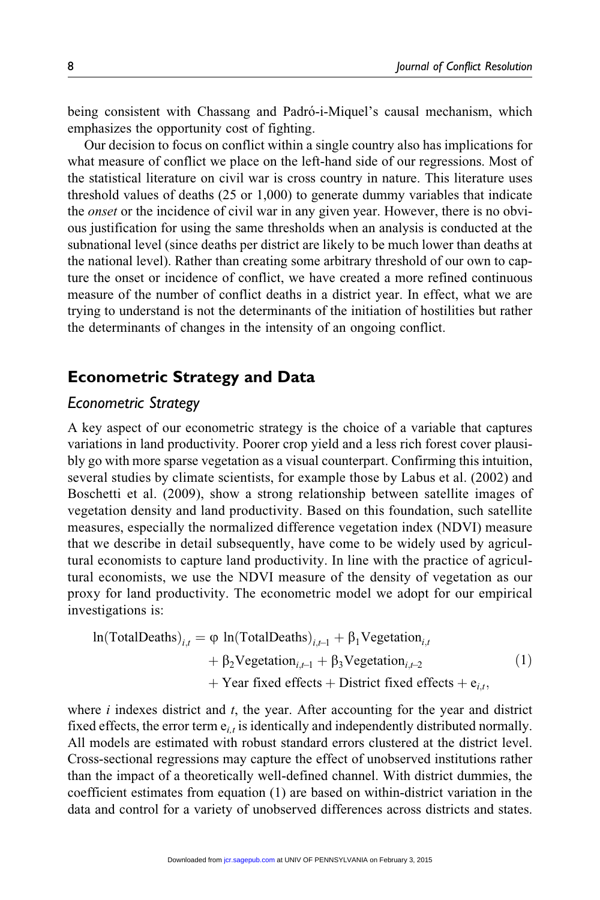being consistent with Chassang and Padró-i-Miquel's causal mechanism, which emphasizes the opportunity cost of fighting.

Our decision to focus on conflict within a single country also has implications for what measure of conflict we place on the left-hand side of our regressions. Most of the statistical literature on civil war is cross country in nature. This literature uses threshold values of deaths (25 or 1,000) to generate dummy variables that indicate the *onset* or the incidence of civil war in any given year. However, there is no obvious justification for using the same thresholds when an analysis is conducted at the subnational level (since deaths per district are likely to be much lower than deaths at the national level). Rather than creating some arbitrary threshold of our own to capture the onset or incidence of conflict, we have created a more refined continuous measure of the number of conflict deaths in a district year. In effect, what we are trying to understand is not the determinants of the initiation of hostilities but rather the determinants of changes in the intensity of an ongoing conflict.

## Econometric Strategy and Data

### *Econometric Strategy*

A key aspect of our econometric strategy is the choice of a variable that captures variations in land productivity. Poorer crop yield and a less rich forest cover plausibly go with more sparse vegetation as a visual counterpart. Confirming this intuition, several studies by climate scientists, for example those by Labus et al. (2002) and Boschetti et al. (2009), show a strong relationship between satellite images of vegetation density and land productivity. Based on this foundation, such satellite measures, especially the normalized difference vegetation index (NDVI) measure that we describe in detail subsequently, have come to be widely used by agricultural economists to capture land productivity. In line with the practice of agricultural economists, we use the NDVI measure of the density of vegetation as our proxy for land productivity. The econometric model we adopt for our empirical investigations is:

$$\begin{aligned}\ln(\text{TotalDeaths})_{i,t} = \varphi \ \ln(\text{TotalDeaths})_{i,t-1} &+ \beta_1 \text{Vegetation}_{i,t} \\ &+ \beta_2 \text{Vegetation}_{i,t-1} + \beta_3 \text{Vegetation}_{i,t-2} \\ &+ \text{Year fixed effects} + \text{District fixed effects} + e_{i,t},\end{aligned} \tag{1}$$

where $i$ indexes district and $t$, the year. After accounting for the year and district fixed effects, the error term $e_{i,t}$ is identically and independently distributed normally. All models are estimated with robust standard errors clustered at the district level. Cross-sectional regressions may capture the effect of unobserved institutions rather than the impact of a theoretically well-defined channel. With district dummies, the coefficient estimates from equation (1) are based on within-district variation in the data and control for a variety of unobserved differences across districts and states.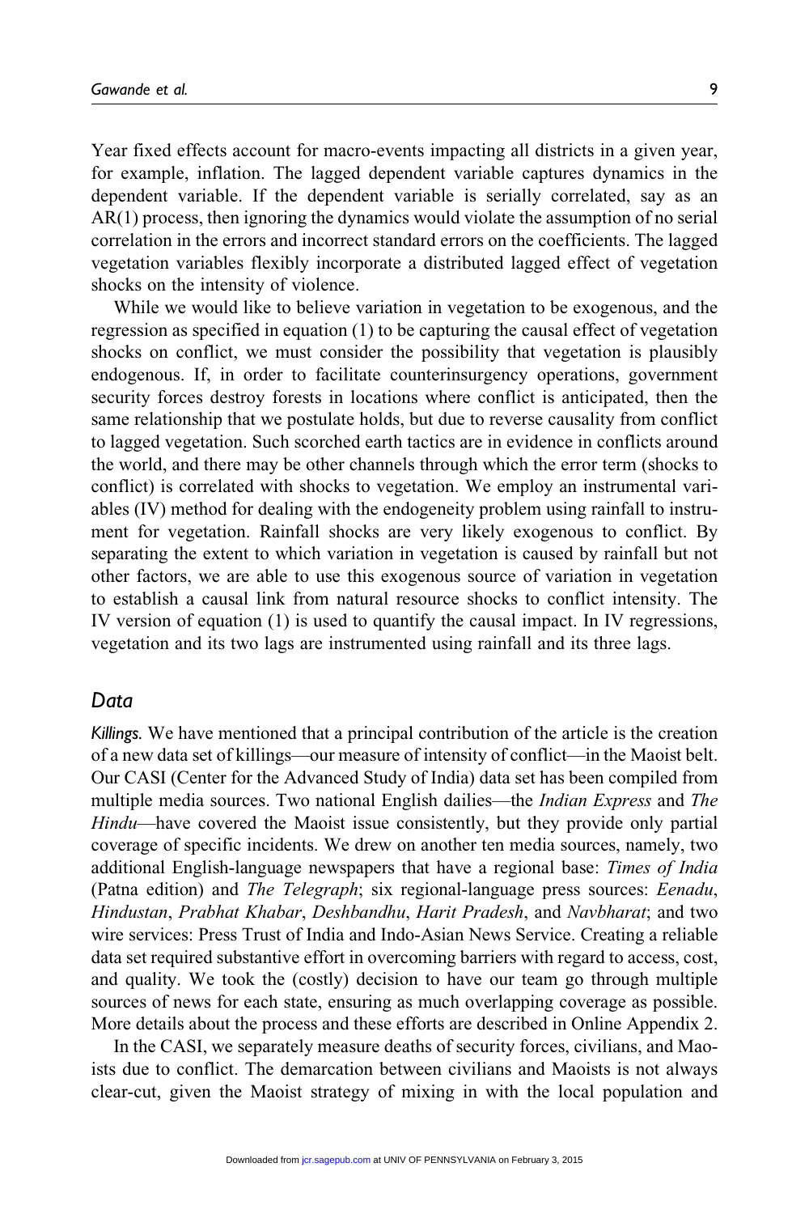Year fixed effects account for macro-events impacting all districts in a given year, for example, inflation. The lagged dependent variable captures dynamics in the dependent variable. If the dependent variable is serially correlated, say as an AR(1) process, then ignoring the dynamics would violate the assumption of no serial correlation in the errors and incorrect standard errors on the coefficients. The lagged vegetation variables flexibly incorporate a distributed lagged effect of vegetation shocks on the intensity of violence.

While we would like to believe variation in vegetation to be exogenous, and the regression as specified in equation (1) to be capturing the causal effect of vegetation shocks on conflict, we must consider the possibility that vegetation is plausibly endogenous. If, in order to facilitate counterinsurgency operations, government security forces destroy forests in locations where conflict is anticipated, then the same relationship that we postulate holds, but due to reverse causality from conflict to lagged vegetation. Such scorched earth tactics are in evidence in conflicts around the world, and there may be other channels through which the error term (shocks to conflict) is correlated with shocks to vegetation. We employ an instrumental variables (IV) method for dealing with the endogeneity problem using rainfall to instrument for vegetation. Rainfall shocks are very likely exogenous to conflict. By separating the extent to which variation in vegetation is caused by rainfall but not other factors, we are able to use this exogenous source of variation in vegetation to establish a causal link from natural resource shocks to conflict intensity. The IV version of equation (1) is used to quantify the causal impact. In IV regressions, vegetation and its two lags are instrumented using rainfall and its three lags.

## Data

*Killings.* We have mentioned that a principal contribution of the article is the creation of a new data set of killings—our measure of intensity of conflict—in the Maoist belt. Our CASI (Center for the Advanced Study of India) data set has been compiled from multiple media sources. Two national English dailies—the *Indian Express* and *The Hindu*—have covered the Maoist issue consistently, but they provide only partial coverage of specific incidents. We drew on another ten media sources, namely, two additional English-language newspapers that have a regional base: *Times of India* (Patna edition) and *The Telegraph*; six regional-language press sources: *Eenadu*, *Hindustan*, *Prabhat Khabar*, *Deshbandhu*, *Harit Pradesh*, and *Navbharat*; and two wire services: Press Trust of India and Indo-Asian News Service. Creating a reliable data set required substantive effort in overcoming barriers with regard to access, cost, and quality. We took the (costly) decision to have our team go through multiple sources of news for each state, ensuring as much overlapping coverage as possible. More details about the process and these efforts are described in Online Appendix 2.

In the CASI, we separately measure deaths of security forces, civilians, and Maoists due to conflict. The demarcation between civilians and Maoists is not always clear-cut, given the Maoist strategy of mixing in with the local population and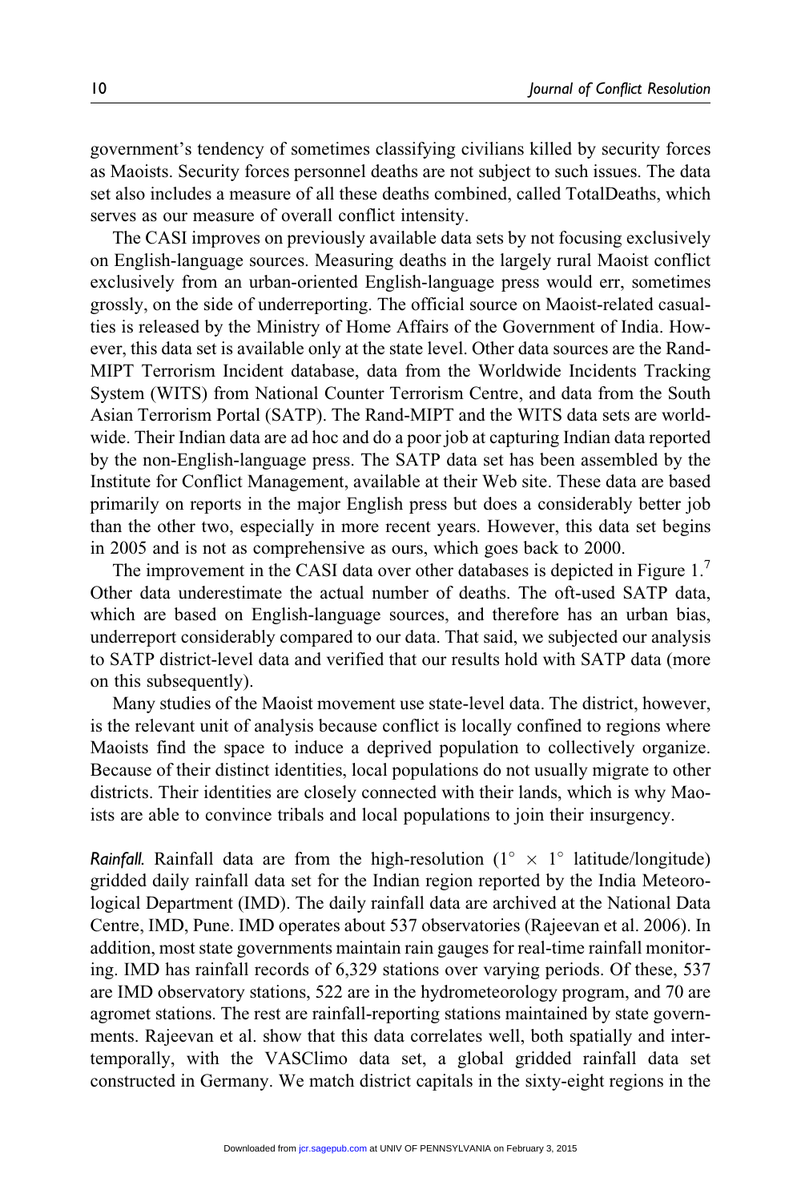government's tendency of sometimes classifying civilians killed by security forces as Maoists. Security forces personnel deaths are not subject to such issues. The data set also includes a measure of all these deaths combined, called TotalDeaths, which serves as our measure of overall conflict intensity.

The CASI improves on previously available data sets by not focusing exclusively on English-language sources. Measuring deaths in the largely rural Maoist conflict exclusively from an urban-oriented English-language press would err, sometimes grossly, on the side of underreporting. The official source on Maoist-related casualties is released by the Ministry of Home Affairs of the Government of India. However, this data set is available only at the state level. Other data sources are the Rand-MIPT Terrorism Incident database, data from the Worldwide Incidents Tracking System (WITS) from National Counter Terrorism Centre, and data from the South Asian Terrorism Portal (SATP). The Rand-MIPT and the WITS data sets are worldwide. Their Indian data are ad hoc and do a poor job at capturing Indian data reported by the non-English-language press. The SATP data set has been assembled by the Institute for Conflict Management, available at their Web site. These data are based primarily on reports in the major English press but does a considerably better job than the other two, especially in more recent years. However, this data set begins in 2005 and is not as comprehensive as ours, which goes back to 2000.

The improvement in the CASI data over other databases is depicted in Figure 1.[7] Other data underestimate the actual number of deaths. The oft-used SATP data, which are based on English-language sources, and therefore has an urban bias, underreport considerably compared to our data. That said, we subjected our analysis to SATP district-level data and verified that our results hold with SATP data (more on this subsequently).

Many studies of the Maoist movement use state-level data. The district, however, is the relevant unit of analysis because conflict is locally confined to regions where Maoists find the space to induce a deprived population to collectively organize. Because of their distinct identities, local populations do not usually migrate to other districts. Their identities are closely connected with their lands, which is why Maoists are able to convince tribals and local populations to join their insurgency.

*Rainfall.* Rainfall data are from the high-resolution ($1^\circ \times 1^\circ$ latitude/longitude) gridded daily rainfall data set for the Indian region reported by the India Meteorological Department (IMD). The daily rainfall data are archived at the National Data Centre, IMD, Pune. IMD operates about 537 observatories (Rajeevan et al. 2006). In addition, most state governments maintain rain gauges for real-time rainfall monitoring. IMD has rainfall records of 6,329 stations over varying periods. Of these, 537 are IMD observatory stations, 522 are in the hydrometeorology program, and 70 are agromet stations. The rest are rainfall-reporting stations maintained by state governments. Rajeevan et al. show that this data correlates well, both spatially and intertemporally, with the VASClimo data set, a global gridded rainfall data set constructed in Germany. We match district capitals in the sixty-eight regions in the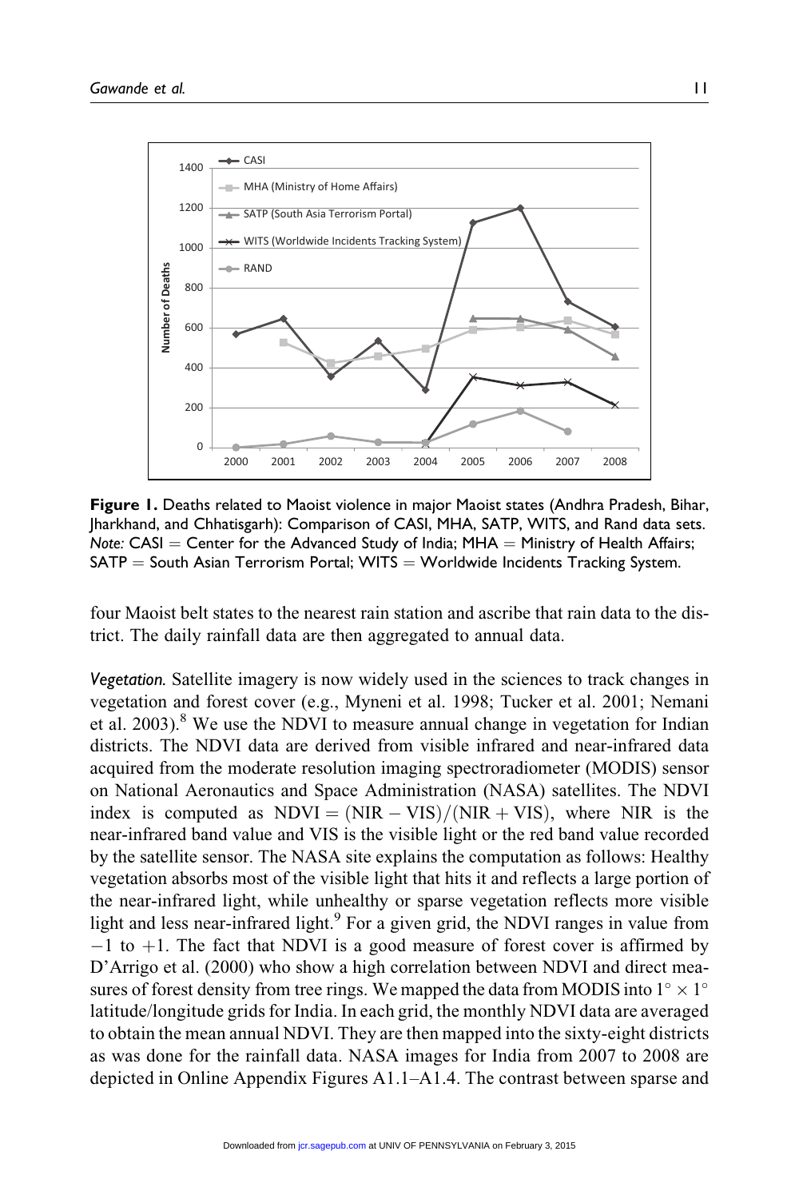**Figure 1.** Deaths related to Maoist violence in major Maoist states (Andhra Pradesh, Bihar, Jharkhand, and Chhatisgarh): Comparison of CASI, MHA, SATP, WITS, and Rand data sets. *Note:* CASI = Center for the Advanced Study of India; MHA = Ministry of Health Affairs; SATP = South Asian Terrorism Portal; WITS = Worldwide Incidents Tracking System.

four Maoist belt states to the nearest rain station and ascribe that rain data to the district. The daily rainfall data are then aggregated to annual data.

*Vegetation.* Satellite imagery is now widely used in the sciences to track changes in vegetation and forest cover (e.g., Myneni et al. 1998; Tucker et al. 2001; Nemani et al. 2003).[8] We use the NDVI to measure annual change in vegetation for Indian districts. The NDVI data are derived from visible infrared and near-infrared data acquired from the moderate resolution imaging spectroradiometer (MODIS) sensor on National Aeronautics and Space Administration (NASA) satellites. The NDVI index is computed as $\text{NDVI} = (\text{NIR} - \text{VIS})/(\text{NIR} + \text{VIS})$, where NIR is the near-infrared band value and VIS is the visible light or the red band value recorded by the satellite sensor. The NASA site explains the computation as follows: Healthy vegetation absorbs most of the visible light that hits it and reflects a large portion of the near-infrared light, while unhealthy or sparse vegetation reflects more visible light and less near-infrared light.[9] For a given grid, the NDVI ranges in value from $-1$ to $+1$. The fact that NDVI is a good measure of forest cover is affirmed by D'Arrigo et al. (2000) who show a high correlation between NDVI and direct measures of forest density from tree rings. We mapped the data from MODIS into $1^\circ \times 1^\circ$ latitude/longitude grids for India. In each grid, the monthly NDVI data are averaged to obtain the mean annual NDVI. They are then mapped into the sixty-eight districts as was done for the rainfall data. NASA images for India from 2007 to 2008 are depicted in Online Appendix Figures A1.1–A1.4. The contrast between sparse and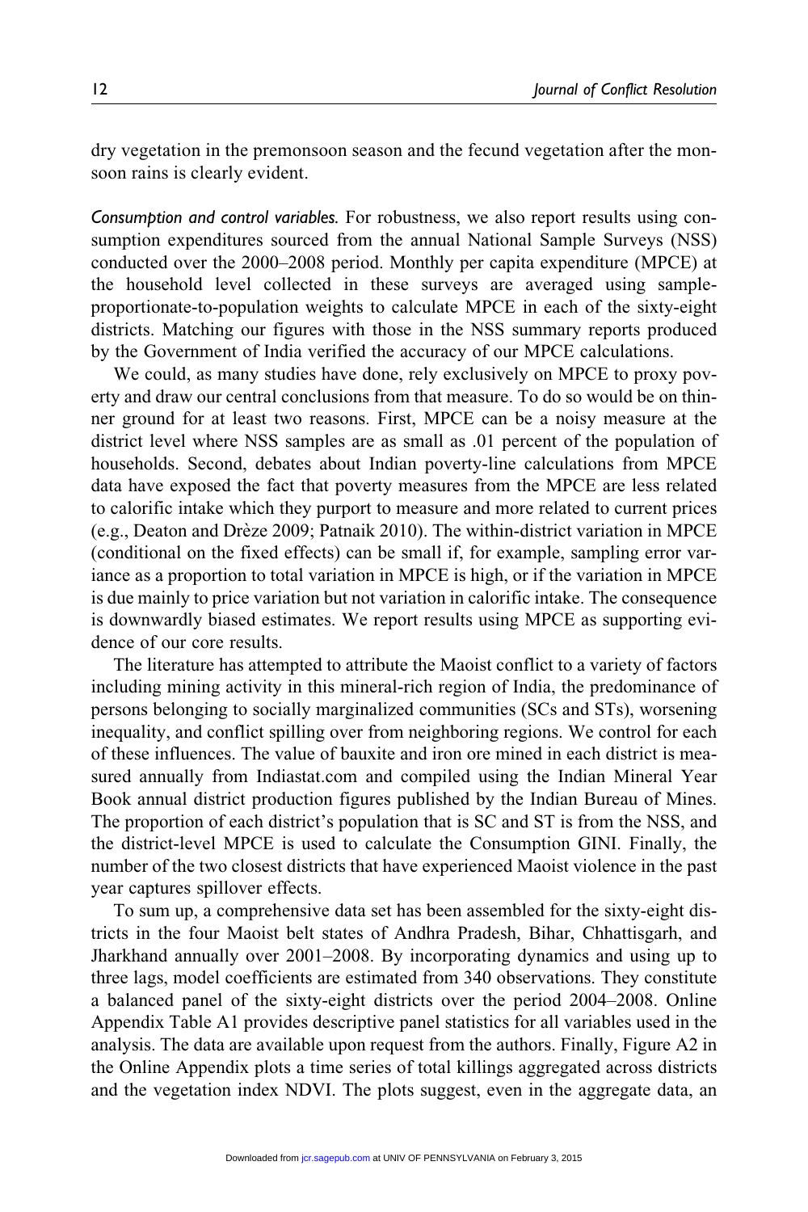dry vegetation in the premonsoon season and the fecund vegetation after the monsoon rains is clearly evident.

*Consumption and control variables.* For robustness, we also report results using consumption expenditures sourced from the annual National Sample Surveys (NSS) conducted over the 2000–2008 period. Monthly per capita expenditure (MPCE) at the household level collected in these surveys are averaged using sample-proportionate-to-population weights to calculate MPCE in each of the sixty-eight districts. Matching our figures with those in the NSS summary reports produced by the Government of India verified the accuracy of our MPCE calculations.

We could, as many studies have done, rely exclusively on MPCE to proxy poverty and draw our central conclusions from that measure. To do so would be on thinner ground for at least two reasons. First, MPCE can be a noisy measure at the district level where NSS samples are as small as .01 percent of the population of households. Second, debates about Indian poverty-line calculations from MPCE data have exposed the fact that poverty measures from the MPCE are less related to calorific intake which they purport to measure and more related to current prices (e.g., Deaton and Drèze 2009; Patnaik 2010). The within-district variation in MPCE (conditional on the fixed effects) can be small if, for example, sampling error variance as a proportion to total variation in MPCE is high, or if the variation in MPCE is due mainly to price variation but not variation in calorific intake. The consequence is downwardly biased estimates. We report results using MPCE as supporting evidence of our core results.

The literature has attempted to attribute the Maoist conflict to a variety of factors including mining activity in this mineral-rich region of India, the predominance of persons belonging to socially marginalized communities (SCs and STs), worsening inequality, and conflict spilling over from neighboring regions. We control for each of these influences. The value of bauxite and iron ore mined in each district is measured annually from Indiastat.com and compiled using the Indian Mineral Year Book annual district production figures published by the Indian Bureau of Mines. The proportion of each district's population that is SC and ST is from the NSS, and the district-level MPCE is used to calculate the Consumption GINI. Finally, the number of the two closest districts that have experienced Maoist violence in the past year captures spillover effects.

To sum up, a comprehensive data set has been assembled for the sixty-eight districts in the four Maoist belt states of Andhra Pradesh, Bihar, Chhattisgarh, and Jharkhand annually over 2001–2008. By incorporating dynamics and using up to three lags, model coefficients are estimated from 340 observations. They constitute a balanced panel of the sixty-eight districts over the period 2004–2008. Online Appendix Table A1 provides descriptive panel statistics for all variables used in the analysis. The data are available upon request from the authors. Finally, Figure A2 in the Online Appendix plots a time series of total killings aggregated across districts and the vegetation index NDVI. The plots suggest, even in the aggregate data, an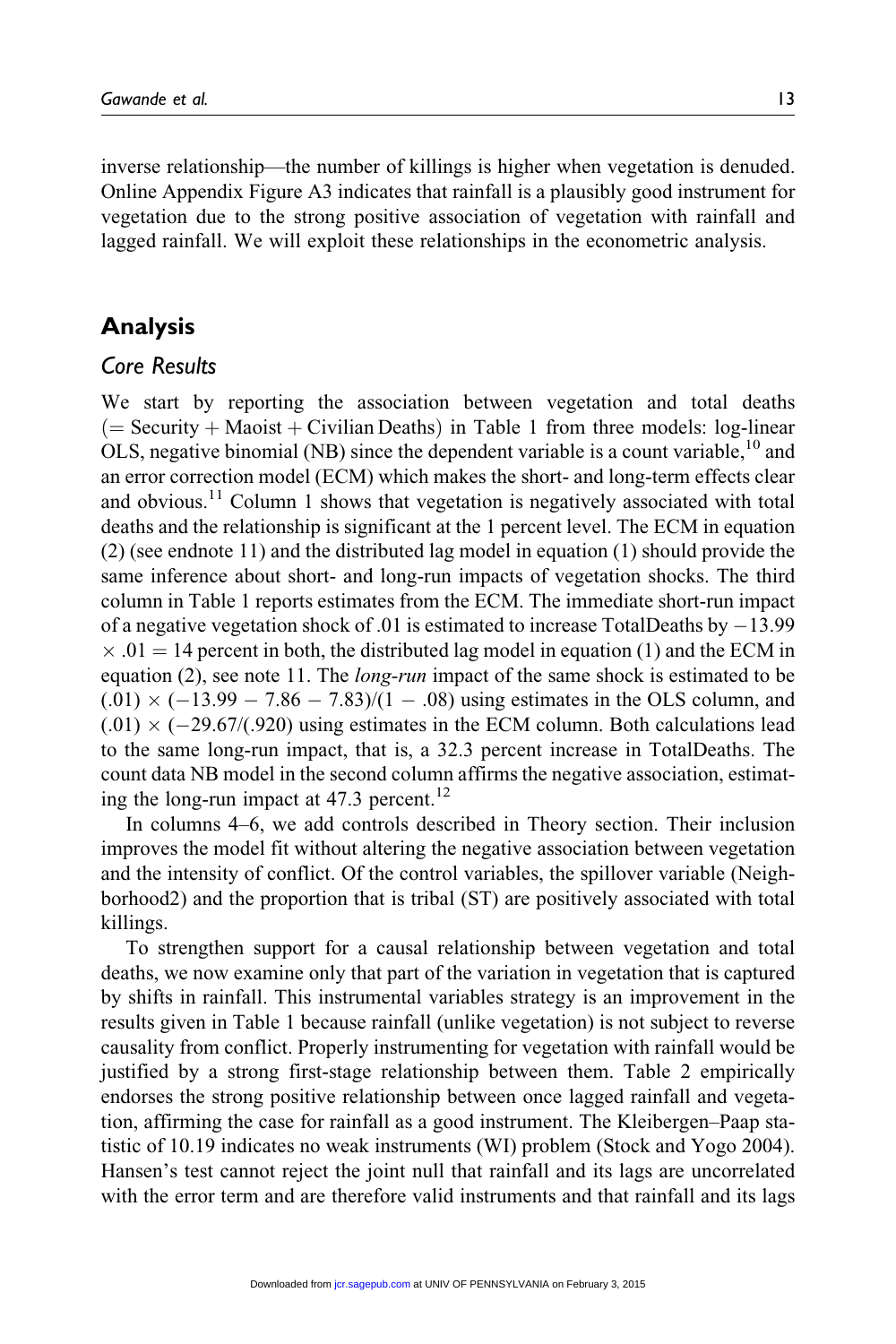inverse relationship—the number of killings is higher when vegetation is denuded. Online Appendix Figure A3 indicates that rainfall is a plausibly good instrument for vegetation due to the strong positive association of vegetation with rainfall and lagged rainfall. We will exploit these relationships in the econometric analysis.

## Analysis

### Core Results

We start by reporting the association between vegetation and total deaths ($=$ Security $+$ Maoist $+$ Civilian Deaths) in Table 1 from three models: log-linear OLS, negative binomial (NB) since the dependent variable is a count variable,[10] and an error correction model (ECM) which makes the short- and long-term effects clear and obvious.[11] Column 1 shows that vegetation is negatively associated with total deaths and the relationship is significant at the 1 percent level. The ECM in equation (2) (see endnote 11) and the distributed lag model in equation (1) should provide the same inference about short- and long-run impacts of vegetation shocks. The third column in Table 1 reports estimates from the ECM. The immediate short-run impact of a negative vegetation shock of .01 is estimated to increase TotalDeaths by $-13.99 \times .01 = 14$ percent in both, the distributed lag model in equation (1) and the ECM in equation (2), see note 11. The *long-run* impact of the same shock is estimated to be $(.01) \times (-13.99 - 7.86 - 7.83)/(1 - .08)$ using estimates in the OLS column, and $(.01) \times (-29.67/(.920)$ using estimates in the ECM column. Both calculations lead to the same long-run impact, that is, a 32.3 percent increase in TotalDeaths. The count data NB model in the second column affirms the negative association, estimating the long-run impact at 47.3 percent.[12]

In columns 4–6, we add controls described in Theory section. Their inclusion improves the model fit without altering the negative association between vegetation and the intensity of conflict. Of the control variables, the spillover variable (Neighborhood2) and the proportion that is tribal (ST) are positively associated with total killings.

To strengthen support for a causal relationship between vegetation and total deaths, we now examine only that part of the variation in vegetation that is captured by shifts in rainfall. This instrumental variables strategy is an improvement in the results given in Table 1 because rainfall (unlike vegetation) is not subject to reverse causality from conflict. Properly instrumenting for vegetation with rainfall would be justified by a strong first-stage relationship between them. Table 2 empirically endorses the strong positive relationship between once lagged rainfall and vegetation, affirming the case for rainfall as a good instrument. The Kleibergen–Paap statistic of 10.19 indicates no weak instruments (WI) problem (Stock and Yogo 2004). Hansen's test cannot reject the joint null that rainfall and its lags are uncorrelated with the error term and are therefore valid instruments and that rainfall and its lags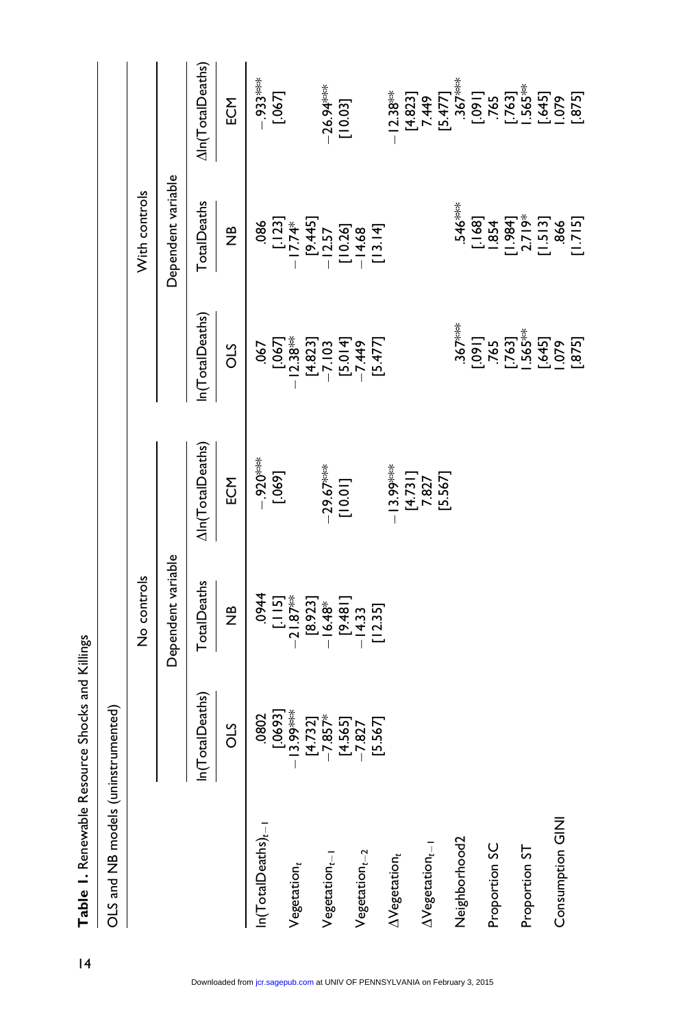**Table 1.** Renewable Resource Shocks and Killings

OLS and NB models (uninstrumented)

| | No controls | | | With controls | | |
|---|---|---|---|---|---|---|
| | Dependent variable | | | Dependent variable | | |
| | ln(TotalDeaths) | TotalDeaths | Δln(TotalDeaths) | ln(TotalDeaths) | TotalDeaths | Δln(TotalDeaths) |
| | OLS | NB | ECM | OLS | NB | ECM |
| $\ln(\text{TotalDeaths})_{t-1}$ | .0802 | .0944 | −.920*** | .067 | .086 | −.933*** |
| | [.0693] | [.115] | [.069] | [.067] | [.123] | [.067] |
| $\text{Vegetation}_t$ | −13.99*** | −21.87** | | −12.38** | −17.74* | |
| | [4.732] | [8.923] | | [4.823] | [9.445] | |
| $\text{Vegetation}_{t-1}$ | −7.857* | −16.48* | −29.67*** | −7.103 | −12.57 | −26.94*** |
| | [4.565] | [9.481] | [10.01] | [5.014] | [10.26] | [10.03] |
| $\text{Vegetation}_{t-2}$ | −7.827 | −14.33 | | −7.449 | −14.68 | |
| | [5.567] | [12.35] | | [5.477] | [13.14] | |
| $\Delta\text{Vegetation}_t$ | | | −13.99*** | | | −12.38** |
| | | | [4.731] | | | [4.823] |
| $\Delta\text{Vegetation}_{t-1}$ | | | 7.827 | | | 7.449 |
| | | | [5.567] | | | [5.477] |
| Neighborhood2 | | | | .367*** | .546*** | .367*** |
| | | | | [.091] | [.168] | [.091] |
| Proportion SC | | | | .765 | 1.854 | .765 |
| | | | | [.763] | [1.984] | [.763] |
| Proportion ST | | | | 1.565** | 2.719* | 1.565** |
| | | | | [.645] | [1.513] | [.645] |
| Consumption GINI | | | | 1.079 | .866 | 1.079 |
| | | | | [.875] | [1.715] | [.875] |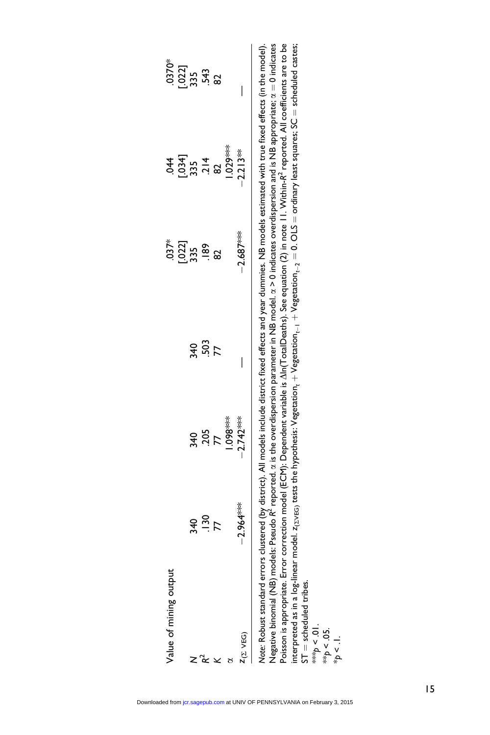| | | | | | | |
|---|---|---|---|---|---|---|
| Value of mining output | | | | .037* | .044 | .0370* |
| | | | | [.022] | [.034] | [.022] |
| $N$ | 340 | 340 | 340 | 335 | 335 | 335 |
| $R^2$ | .130 | .205 | .503 | .189 | .214 | .543 |
| $K$ | 77 | 77 | 77 | 82 | 82 | 82 |
| $\alpha$ | | 1.098*** | | | 1.029*** | |
| $z_{(\Sigma \text{ VEG})}$ | −2.964*** | −2.742*** | — | −2.687*** | −2.213** | — |

*Note:* Robust standard errors clustered (by district). All models include district fixed effects and year dummies. NB models estimated with true fixed effects (in the model). Negative binomial (NB) models: Pseudo $R^2$ reported. $\alpha$ is the overdispersion parameter in NB model. $\alpha > 0$ indicates overdispersion and is NB appropriate; $\alpha = 0$ indicates Poisson is appropriate. Error correction model (ECM): Dependent variable is $\Delta\ln(\text{TotalDeaths})$. See equation (2) in note 11. Within-$R^2$ reported. All coefficients are to be interpreted as in a log-linear model. $z_{(\Sigma\text{VEG})}$ tests the hypothesis: $\text{Vegetation}_t + \text{Vegetation}_{t-1} + \text{Vegetation}_{t-2} = 0$. OLS = ordinary least squares; SC = scheduled castes; ST = scheduled tribes.

***$p < .01$.

**$p < .05$.

*$p < .1$.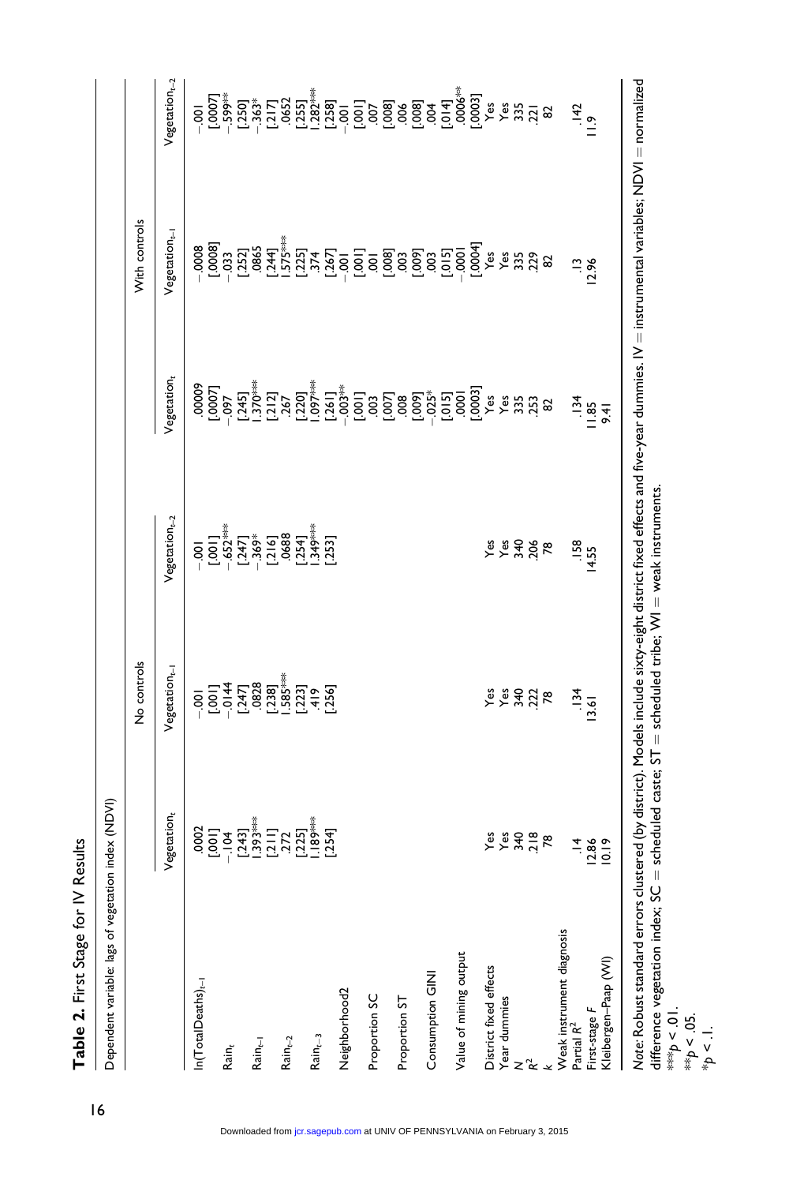**Table 2.** First Stage for IV Results

| Dependent variable: lags of vegetation index (NDVI) | No controls | | | With controls | | |
|---|---|---|---|---|---|---|
| | $Vegetation_t$ | $Vegetation_{t-1}$ | $Vegetation_{t-2}$ | $Vegetation_t$ | $Vegetation_{t-1}$ | $Vegetation_{t-2}$ |
| $\ln(TotalDeaths)_{t-1}$ | .0002 | −.001 | −.001 | .00009 | −.0008 | −.001 |
| | [.001] | [.001] | [.001] | [.0007] | [.0008] | [.0007] |
| $Rain_t$ | −.104 | −.0144 | −.652*** | −.097 | −.033 | −.599*** |
| | [.243] | [.247] | [.247] | [.245] | [.252] | [.250] |
| $Rain_{t-1}$ | 1.393*** | .0828 | −.369* | 1.370*** | .0865 | −.363* |
| | [.211] | [.238] | [.216] | [.212] | [.244] | [.217] |
| $Rain_{t-2}$ | .272 | 1.585*** | .0688 | .267 | 1.575*** | .0652 |
| | [.225] | [.223] | [.254] | [.220] | [.225] | [.255] |
| $Rain_{t-3}$ | 1.189*** | .419 | 1.349*** | 1.097*** | .374 | 1.282*** |
| | [.254] | [.256] | [.253] | [.261] | [.267] | [.258] |
| Neighborhood2 | | | | −.003** | −.001 | −.001 |
| | | | | [.001] | [.001] | [.001] |
| Proportion SC | | | | .003 | .001 | .007 |
| | | | | [.007] | [.008] | [.008] |
| Proportion ST | | | | .008 | .003 | .006 |
| | | | | [.009] | [.009] | [.008] |
| Consumption GINI | | | | −.025* | .003 | .004 |
| | | | | [.015] | [.015] | [.014] |
| Value of mining output | | | | .0001 | −.0001 | .0006** |
| | | | | [.0003] | [.0004] | [.0003] |
| District fixed effects | Yes | Yes | Yes | Yes | Yes | Yes |
| Year dummies | Yes | Yes | Yes | Yes | Yes | Yes |
| N | 340 | 340 | 340 | 335 | 335 | 335 |
| $R^2$ | .218 | .222 | .206 | .253 | .229 | .221 |
| k | 78 | 78 | 78 | 82 | 82 | 82 |
| Weak instrument diagnosis | | | | | | |
| Partial $R^2$ | .14 | .134 | .158 | .134 | .13 | .142 |
| First-stage F | 12.86 | 13.61 | 14.55 | 11.85 | 12.96 | 11.9 |
| Kleibergen–Paap (WI) | 10.19 | | | 9.41 | | |

*Note*: Robust standard errors clustered (by district). Models include sixty-eight district fixed effects and five-year dummies. IV = instrumental variables; NDVI = normalized difference vegetation index; SC = scheduled caste; ST = scheduled tribe; WI = weak instruments.

***$p < .01$.

**$p < .05$.

*$p < .1$.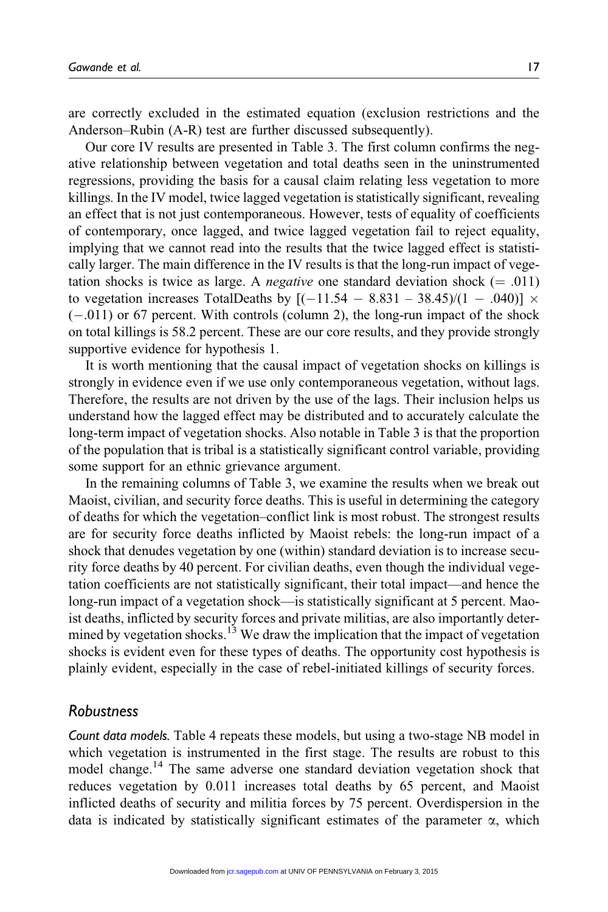are correctly excluded in the estimated equation (exclusion restrictions and the Anderson–Rubin (A-R) test are further discussed subsequently).

Our core IV results are presented in Table 3. The first column confirms the negative relationship between vegetation and total deaths seen in the uninstrumented regressions, providing the basis for a causal claim relating less vegetation to more killings. In the IV model, twice lagged vegetation is statistically significant, revealing an effect that is not just contemporaneous. However, tests of equality of coefficients of contemporary, once lagged, and twice lagged vegetation fail to reject equality, implying that we cannot read into the results that the twice lagged effect is statistically larger. The main difference in the IV results is that the long-run impact of vegetation shocks is twice as large. A *negative* one standard deviation shock (= .011) to vegetation increases TotalDeaths by $[(-11.54 - 8.831 - 38.45)/(1 - .040)] \times (-.011)$ or 67 percent. With controls (column 2), the long-run impact of the shock on total killings is 58.2 percent. These are our core results, and they provide strongly supportive evidence for hypothesis 1.

It is worth mentioning that the causal impact of vegetation shocks on killings is strongly in evidence even if we use only contemporaneous vegetation, without lags. Therefore, the results are not driven by the use of the lags. Their inclusion helps us understand how the lagged effect may be distributed and to accurately calculate the long-term impact of vegetation shocks. Also notable in Table 3 is that the proportion of the population that is tribal is a statistically significant control variable, providing some support for an ethnic grievance argument.

In the remaining columns of Table 3, we examine the results when we break out Maoist, civilian, and security force deaths. This is useful in determining the category of deaths for which the vegetation–conflict link is most robust. The strongest results are for security force deaths inflicted by Maoist rebels: the long-run impact of a shock that denudes vegetation by one (within) standard deviation is to increase security force deaths by 40 percent. For civilian deaths, even though the individual vegetation coefficients are not statistically significant, their total impact—and hence the long-run impact of a vegetation shock—is statistically significant at 5 percent. Maoist deaths, inflicted by security forces and private militias, are also importantly determined by vegetation shocks.[13] We draw the implication that the impact of vegetation shocks is evident even for these types of deaths. The opportunity cost hypothesis is plainly evident, especially in the case of rebel-initiated killings of security forces.

## Robustness

*Count data models.* Table 4 repeats these models, but using a two-stage NB model in which vegetation is instrumented in the first stage. The results are robust to this model change.[14] The same adverse one standard deviation vegetation shock that reduces vegetation by 0.011 increases total deaths by 65 percent, and Maoist inflicted deaths of security and militia forces by 75 percent. Overdispersion in the data is indicated by statistically significant estimates of the parameter $\alpha$, which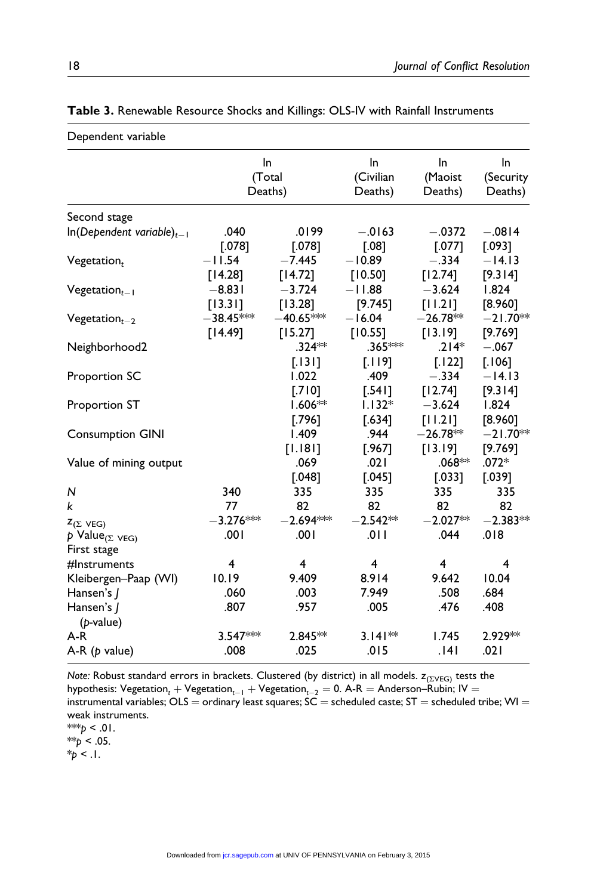**Table 3.** Renewable Resource Shocks and Killings: OLS-IV with Rainfall Instruments

| Dependent variable | ln (Total Deaths) | | ln (Civilian Deaths) | ln (Maoist Deaths) | ln (Security Deaths) |
|---|---|---|---|---|---|
| Second stage | | | | | |
| ln(*Dependent variable*)$_{t-1}$ | .040 | .0199 | −.0163 | −.0372 | −.0814 |
| | [.078] | [.078] | [.08] | [.077] | [.093] |
| Vegetation$_t$ | −11.54 | −7.445 | −10.89 | −.334 | −14.13 |
| | [14.28] | [14.72] | [10.50] | [12.74] | [9.314] |
| Vegetation$_{t-1}$ | −8.831 | −3.724 | −11.88 | −3.624 | 1.824 |
| | [13.31] | [13.28] | [9.745] | [11.21] | [8.960] |
| Vegetation$_{t-2}$ | −38.45*** | −40.65*** | −16.04 | −26.78** | −21.70** |
| | [14.49] | [15.27] | [10.55] | [13.19] | [9.769] |
| Neighborhood2 | | .324** | .365*** | .214* | −.067 |
| | | [.131] | [.119] | [.122] | [.106] |
| Proportion SC | | 1.022 | .409 | −.334 | −14.13 |
| | | [.710] | [.541] | [12.74] | [9.314] |
| Proportion ST | | 1.606** | 1.132* | −3.624 | 1.824 |
| | | [.796] | [.634] | [11.21] | [8.960] |
| Consumption GINI | | 1.409 | .944 | −26.78** | −21.70** |
| | | [1.181] | [.967] | [13.19] | [9.769] |
| Value of mining output | | .069 | .021 | .068** | .072* |
| | | [.048] | [.045] | [.033] | [.039] |
| *N* | 340 | 335 | 335 | 335 | 335 |
| *k* | 77 | 82 | 82 | 82 | 82 |
| $z_{(\Sigma \text{ VEG})}$ | −3.276*** | −2.694*** | −2.542** | −2.027** | −2.383** |
| *p* Value$_{(\Sigma \text{ VEG})}$ | .001 | .001 | .011 | .044 | .018 |
| First stage | | | | | |
| #Instruments | 4 | 4 | 4 | 4 | 4 |
| Kleibergen–Paap (WI) | 10.19 | 9.409 | 8.914 | 9.642 | 10.04 |
| Hansen's *J* | .060 | .003 | 7.949 | .508 | .684 |
| Hansen's *J* (*p*-value) | .807 | .957 | .005 | .476 | .408 |
| A-R | 3.547*** | 2.845** | 3.141** | 1.745 | 2.929** |
| A-R (*p* value) | .008 | .025 | .015 | .141 | .021 |

*Note:* Robust standard errors in brackets. Clustered (by district) in all models. $z_{(\Sigma\text{VEG})}$ tests the hypothesis: Vegetation$_t$ + Vegetation$_{t-1}$ + Vegetation$_{t-2}$ = 0. A-R = Anderson–Rubin; IV = instrumental variables; OLS = ordinary least squares; SC = scheduled caste; ST = scheduled tribe; WI = weak instruments.

***$p < .01$.
**$p < .05$.
*$p < .1$.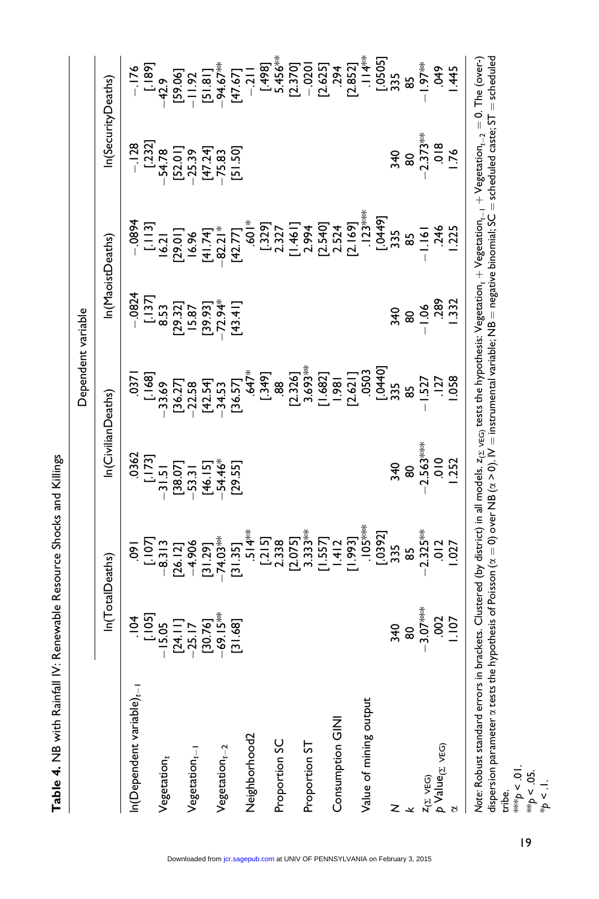**Table 4.** NB with Rainfall IV: Renewable Resource Shocks and Killings

| | Dependent variable | | | | | | | |
|---|---|---|---|---|---|---|---|---|
| | ln(TotalDeaths) | | ln(CivilianDeaths) | | ln(MaoistDeaths) | | ln(SecurityDeaths) | |
| ln(Dependent variable)$_{t-1}$ | .104 | .091 | .0362 | .0371 | −.0824 | −.0894 | −.128 | −.176 |
| | [.105] | [.107] | [.173] | [.168] | [.137] | [.113] | [.232] | [.189] |
| Vegetation$_t$ | −15.05 | −8.313 | −31.51 | −33.69 | 8.53 | 16.21 | −54.78 | −42.9 |
| | [24.11] | [26.12] | [38.07] | [36.27] | [29.32] | [29.01] | [52.01] | [59.06] |
| Vegetation$_{t-1}$ | −25.17 | −4.906 | −53.31 | −22.58 | 15.87 | 16.96 | −25.39 | −11.92 |
| | [30.76] | [31.29] | [46.15] | [42.54] | [39.93] | [41.74] | [47.24] | [51.81] |
| Vegetation$_{t-2}$ | −69.15** | −74.03** | −54.46* | −34.53 | −72.94* | −82.21* | −75.83 | −94.67** |
| | [31.68] | [31.35] | [29.55] | [36.57] | [43.41] | [42.77] | [51.50] | [47.67] |
| Neighborhood2 | | .514** | | .647* | | .601* | | −.211 |
| | | [.215] | | [.349] | | [.329] | | [.498] |
| Proportion SC | | 2.338 | | .88 | | 2.327 | | 5.456** |
| | | [2.075] | | [2.326] | | [1.461] | | [2.370] |
| Proportion ST | | 3.333** | | 3.693** | | 2.994 | | −.0201 |
| | | [1.557] | | [1.682] | | [2.540] | | [2.625] |
| Consumption GINI | | 1.412 | | 1.981 | | 2.524 | | .294 |
| | | [1.993] | | [2.621] | | [2.169] | | [2.852] |
| Value of mining output | | .105*** | | .0503 | | .123*** | | .114** |
| | | [.0392] | | [.0440] | | [.0449] | | [.0505] |
| $N$ | 340 | 335 | 340 | 335 | 340 | 335 | 340 | 335 |
| $k$ | 80 | 85 | 80 | 85 | 80 | 85 | 80 | 85 |
| $z_{(\Sigma\ \mathrm{VEG})}$ | −3.07*** | −2.325** | −2.563*** | −1.527 | −1.06 | −1.161 | −2.373** | −1.97** |
| $p$ Value$_{(\Sigma\ \mathrm{VEG})}$ | .002 | .012 | .010 | .127 | .289 | .246 | .018 | .049 |
| $\alpha$ | 1.107 | 1.027 | 1.252 | 1.058 | 1.332 | 1.225 | 1.76 | 1.445 |

*Note:* Robust standard errors in brackets. Clustered (by district) in all models. $z_{(\Sigma\ \mathrm{VEG})}$ tests the hypothesis: Vegetation$_t$ + Vegetation$_{t-1}$ + Vegetation$_{t-2}$ = 0. The (over-) dispersion parameter $\alpha$ tests the hypothesis of Poisson ($\alpha = 0$) over NB ($\alpha > 0$). IV = instrumental variable; NB = negative binomial; SC = scheduled caste; ST = scheduled tribe.
***$p < .01$.
**$p < .05$.
*$p < .1$.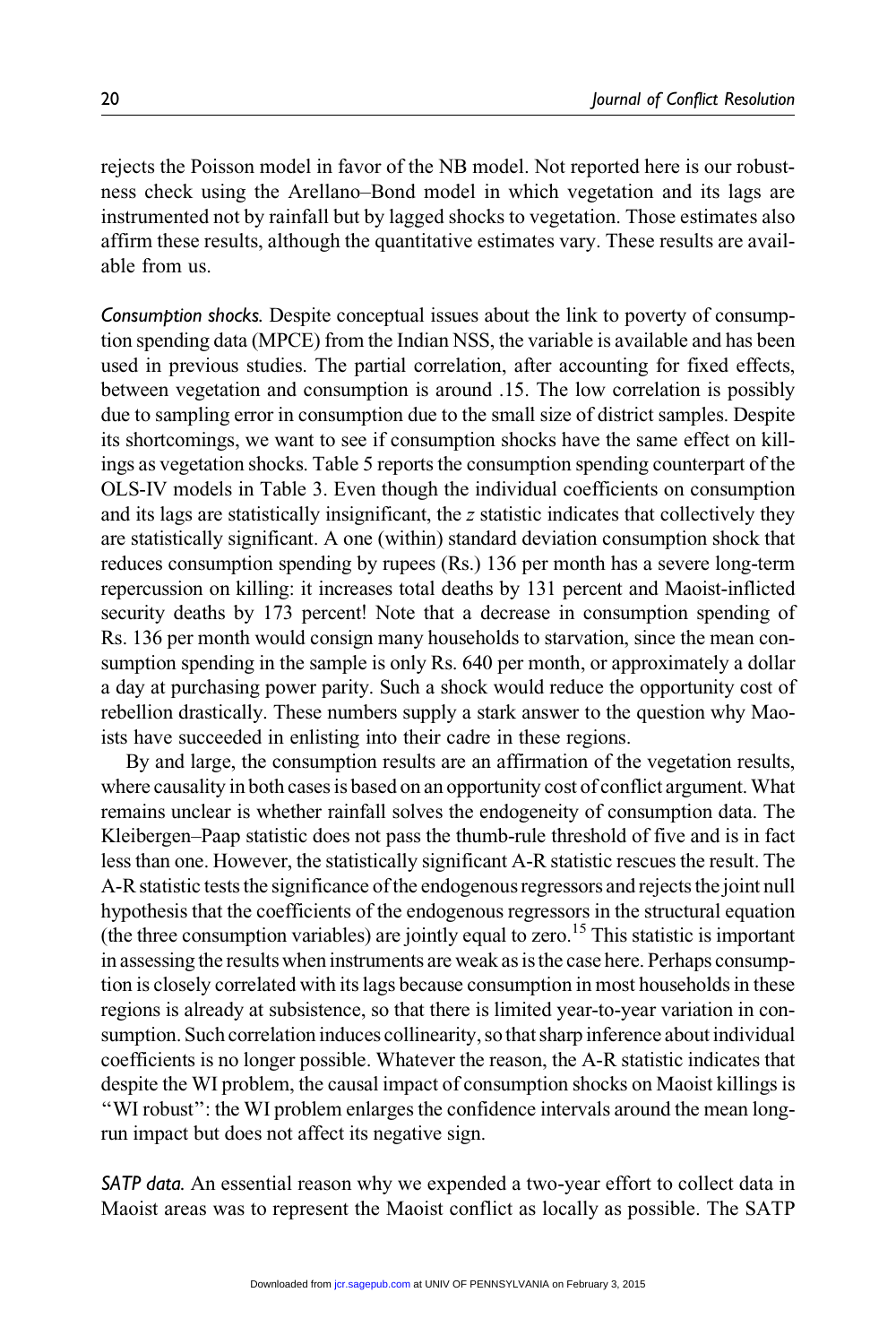rejects the Poisson model in favor of the NB model. Not reported here is our robustness check using the Arellano–Bond model in which vegetation and its lags are instrumented not by rainfall but by lagged shocks to vegetation. Those estimates also affirm these results, although the quantitative estimates vary. These results are available from us.

*Consumption shocks.* Despite conceptual issues about the link to poverty of consumption spending data (MPCE) from the Indian NSS, the variable is available and has been used in previous studies. The partial correlation, after accounting for fixed effects, between vegetation and consumption is around .15. The low correlation is possibly due to sampling error in consumption due to the small size of district samples. Despite its shortcomings, we want to see if consumption shocks have the same effect on killings as vegetation shocks. Table 5 reports the consumption spending counterpart of the OLS-IV models in Table 3. Even though the individual coefficients on consumption and its lags are statistically insignificant, the $z$ statistic indicates that collectively they are statistically significant. A one (within) standard deviation consumption shock that reduces consumption spending by rupees (Rs.) 136 per month has a severe long-term repercussion on killing: it increases total deaths by 131 percent and Maoist-inflicted security deaths by 173 percent! Note that a decrease in consumption spending of Rs. 136 per month would consign many households to starvation, since the mean consumption spending in the sample is only Rs. 640 per month, or approximately a dollar a day at purchasing power parity. Such a shock would reduce the opportunity cost of rebellion drastically. These numbers supply a stark answer to the question why Maoists have succeeded in enlisting into their cadre in these regions.

By and large, the consumption results are an affirmation of the vegetation results, where causality in both cases is based on an opportunity cost of conflict argument. What remains unclear is whether rainfall solves the endogeneity of consumption data. The Kleibergen–Paap statistic does not pass the thumb-rule threshold of five and is in fact less than one. However, the statistically significant A-R statistic rescues the result. The A-R statistic tests the significance of the endogenous regressors and rejects the joint null hypothesis that the coefficients of the endogenous regressors in the structural equation (the three consumption variables) are jointly equal to zero.[15] This statistic is important in assessing the results when instruments are weak as is the case here. Perhaps consumption is closely correlated with its lags because consumption in most households in these regions is already at subsistence, so that there is limited year-to-year variation in consumption. Such correlation induces collinearity, so that sharp inference about individual coefficients is no longer possible. Whatever the reason, the A-R statistic indicates that despite the WI problem, the causal impact of consumption shocks on Maoist killings is "WI robust": the WI problem enlarges the confidence intervals around the mean long-run impact but does not affect its negative sign.

*SATP data.* An essential reason why we expended a two-year effort to collect data in Maoist areas was to represent the Maoist conflict as locally as possible. The SATP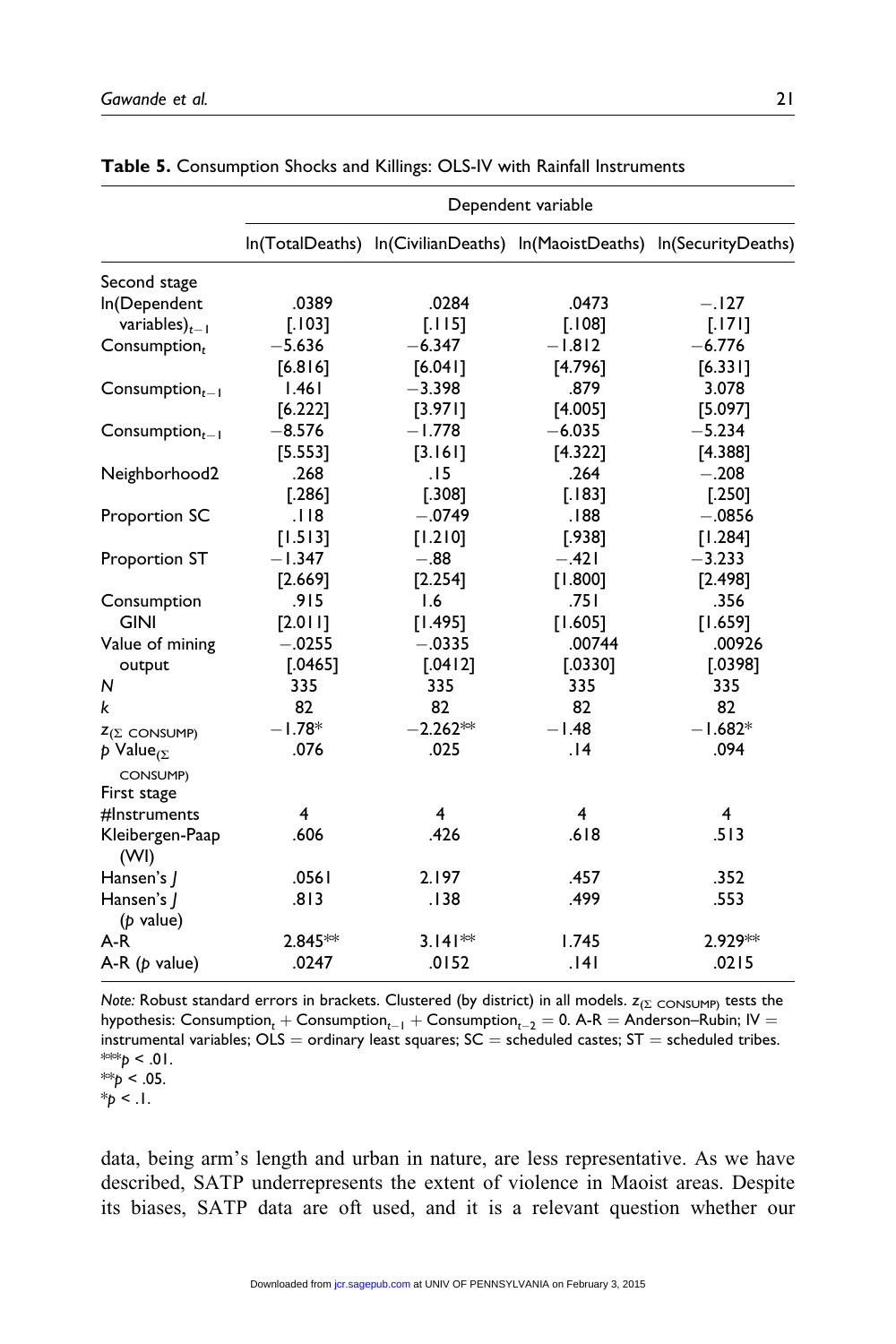**Table 5.** Consumption Shocks and Killings: OLS-IV with Rainfall Instruments

| | Dependent variable | | | |
|---|---|---|---|---|
| | ln(TotalDeaths) | ln(CivilianDeaths) | ln(MaoistDeaths) | ln(SecurityDeaths) |
| Second stage | | | | |
| ln(Dependent variables)$_{t-1}$ | .0389 | .0284 | .0473 | −.127 |
| | [.103] | [.115] | [.108] | [.171] |
| Consumption$_t$ | −5.636 | −6.347 | −1.812 | −6.776 |
| | [6.816] | [6.041] | [4.796] | [6.331] |
| Consumption$_{t-1}$ | 1.461 | −3.398 | .879 | 3.078 |
| | [6.222] | [3.971] | [4.005] | [5.097] |
| Consumption$_{t-1}$ | −8.576 | −1.778 | −6.035 | −5.234 |
| | [5.553] | [3.161] | [4.322] | [4.388] |
| Neighborhood2 | .268 | .15 | .264 | −.208 |
| | [.286] | [.308] | [.183] | [.250] |
| Proportion SC | .118 | −.0749 | .188 | −.0856 |
| | [1.513] | [1.210] | [.938] | [1.284] |
| Proportion ST | −1.347 | −.88 | −.421 | −3.233 |
| | [2.669] | [2.254] | [1.800] | [2.498] |
| Consumption GINI | .915 | 1.6 | .751 | .356 |
| | [2.011] | [1.495] | [1.605] | [1.659] |
| Value of mining output | −.0255 | −.0335 | .00744 | .00926 |
| | [.0465] | [.0412] | [.0330] | [.0398] |
| $N$ | 335 | 335 | 335 | 335 |
| $k$ | 82 | 82 | 82 | 82 |
| $z_{(\Sigma\ \text{CONSUMP})}$ | −1.78* | −2.262** | −1.48 | −1.682* |
| $p$ Value$_{(\Sigma\ \text{CONSUMP})}$ | .076 | .025 | .14 | .094 |
| First stage | | | | |
| #Instruments | 4 | 4 | 4 | 4 |
| Kleibergen-Paap (WI) | .606 | .426 | .618 | .513 |
| Hansen's $J$ | .0561 | 2.197 | .457 | .352 |
| Hansen's $J$ ($p$ value) | .813 | .138 | .499 | .553 |
| A-R | 2.845** | 3.141** | 1.745 | 2.929** |
| A-R ($p$ value) | .0247 | .0152 | .141 | .0215 |

*Note:* Robust standard errors in brackets. Clustered (by district) in all models. $z_{(\Sigma\ \text{CONSUMP})}$ tests the hypothesis: Consumption$_t$ + Consumption$_{t-1}$ + Consumption$_{t-2}$ = 0. A-R = Anderson–Rubin; IV = instrumental variables; OLS = ordinary least squares; SC = scheduled castes; ST = scheduled tribes.
***$p < .01$.
**$p < .05$.
*$p < .1$.

data, being arm's length and urban in nature, are less representative. As we have described, SATP underrepresents the extent of violence in Maoist areas. Despite its biases, SATP data are oft used, and it is a relevant question whether our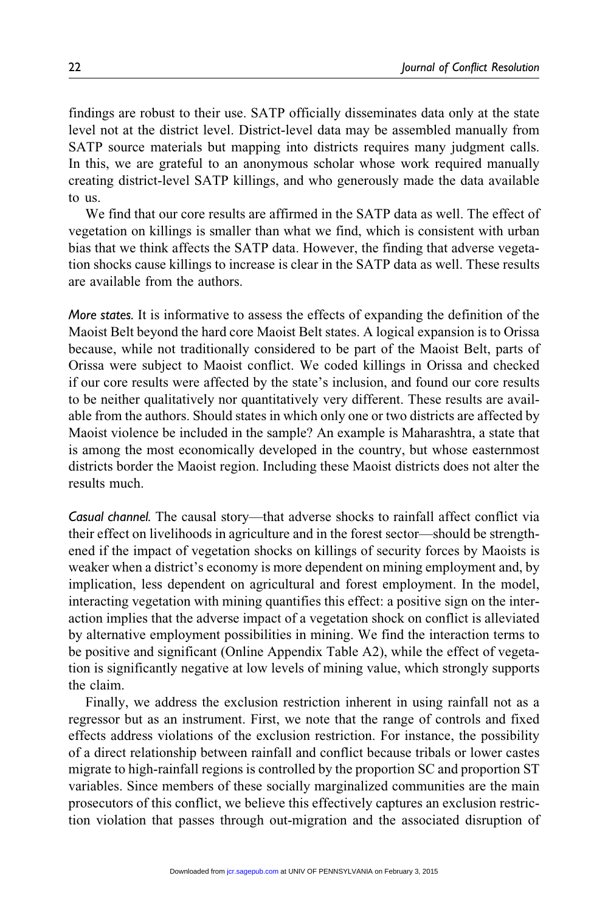findings are robust to their use. SATP officially disseminates data only at the state level not at the district level. District-level data may be assembled manually from SATP source materials but mapping into districts requires many judgment calls. In this, we are grateful to an anonymous scholar whose work required manually creating district-level SATP killings, and who generously made the data available to us.

We find that our core results are affirmed in the SATP data as well. The effect of vegetation on killings is smaller than what we find, which is consistent with urban bias that we think affects the SATP data. However, the finding that adverse vegetation shocks cause killings to increase is clear in the SATP data as well. These results are available from the authors.

*More states.* It is informative to assess the effects of expanding the definition of the Maoist Belt beyond the hard core Maoist Belt states. A logical expansion is to Orissa because, while not traditionally considered to be part of the Maoist Belt, parts of Orissa were subject to Maoist conflict. We coded killings in Orissa and checked if our core results were affected by the state's inclusion, and found our core results to be neither qualitatively nor quantitatively very different. These results are available from the authors. Should states in which only one or two districts are affected by Maoist violence be included in the sample? An example is Maharashtra, a state that is among the most economically developed in the country, but whose easternmost districts border the Maoist region. Including these Maoist districts does not alter the results much.

*Casual channel.* The causal story—that adverse shocks to rainfall affect conflict via their effect on livelihoods in agriculture and in the forest sector—should be strengthened if the impact of vegetation shocks on killings of security forces by Maoists is weaker when a district's economy is more dependent on mining employment and, by implication, less dependent on agricultural and forest employment. In the model, interacting vegetation with mining quantifies this effect: a positive sign on the interaction implies that the adverse impact of a vegetation shock on conflict is alleviated by alternative employment possibilities in mining. We find the interaction terms to be positive and significant (Online Appendix Table A2), while the effect of vegetation is significantly negative at low levels of mining value, which strongly supports the claim.

Finally, we address the exclusion restriction inherent in using rainfall not as a regressor but as an instrument. First, we note that the range of controls and fixed effects address violations of the exclusion restriction. For instance, the possibility of a direct relationship between rainfall and conflict because tribals or lower castes migrate to high-rainfall regions is controlled by the proportion SC and proportion ST variables. Since members of these socially marginalized communities are the main prosecutors of this conflict, we believe this effectively captures an exclusion restriction violation that passes through out-migration and the associated disruption of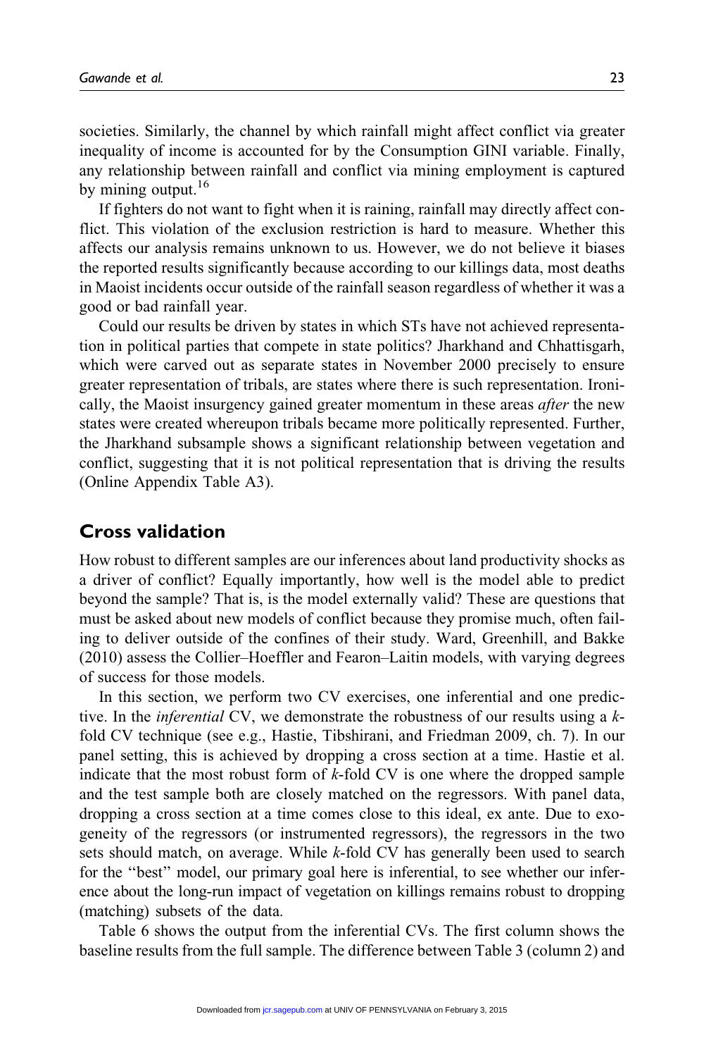societies. Similarly, the channel by which rainfall might affect conflict via greater inequality of income is accounted for by the Consumption GINI variable. Finally, any relationship between rainfall and conflict via mining employment is captured by mining output.[16]

If fighters do not want to fight when it is raining, rainfall may directly affect conflict. This violation of the exclusion restriction is hard to measure. Whether this affects our analysis remains unknown to us. However, we do not believe it biases the reported results significantly because according to our killings data, most deaths in Maoist incidents occur outside of the rainfall season regardless of whether it was a good or bad rainfall year.

Could our results be driven by states in which STs have not achieved representation in political parties that compete in state politics? Jharkhand and Chhattisgarh, which were carved out as separate states in November 2000 precisely to ensure greater representation of tribals, are states where there is such representation. Ironically, the Maoist insurgency gained greater momentum in these areas *after* the new states were created whereupon tribals became more politically represented. Further, the Jharkhand subsample shows a significant relationship between vegetation and conflict, suggesting that it is not political representation that is driving the results (Online Appendix Table A3).

## Cross validation

How robust to different samples are our inferences about land productivity shocks as a driver of conflict? Equally importantly, how well is the model able to predict beyond the sample? That is, is the model externally valid? These are questions that must be asked about new models of conflict because they promise much, often failing to deliver outside of the confines of their study. Ward, Greenhill, and Bakke (2010) assess the Collier–Hoeffler and Fearon–Laitin models, with varying degrees of success for those models.

In this section, we perform two CV exercises, one inferential and one predictive. In the *inferential* CV, we demonstrate the robustness of our results using a $k$-fold CV technique (see e.g., Hastie, Tibshirani, and Friedman 2009, ch. 7). In our panel setting, this is achieved by dropping a cross section at a time. Hastie et al. indicate that the most robust form of $k$-fold CV is one where the dropped sample and the test sample both are closely matched on the regressors. With panel data, dropping a cross section at a time comes close to this ideal, ex ante. Due to exogeneity of the regressors (or instrumented regressors), the regressors in the two sets should match, on average. While $k$-fold CV has generally been used to search for the "best" model, our primary goal here is inferential, to see whether our inference about the long-run impact of vegetation on killings remains robust to dropping (matching) subsets of the data.

Table 6 shows the output from the inferential CVs. The first column shows the baseline results from the full sample. The difference between Table 3 (column 2) and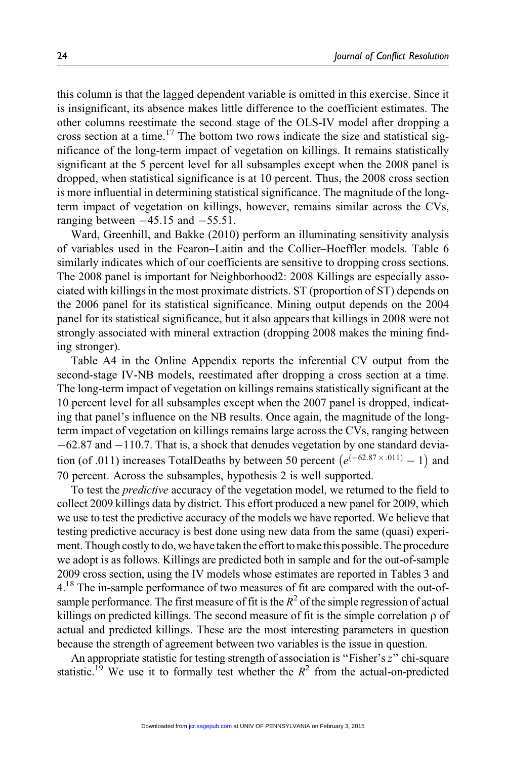this column is that the lagged dependent variable is omitted in this exercise. Since it is insignificant, its absence makes little difference to the coefficient estimates. The other columns reestimate the second stage of the OLS-IV model after dropping a cross section at a time.[17] The bottom two rows indicate the size and statistical significance of the long-term impact of vegetation on killings. It remains statistically significant at the 5 percent level for all subsamples except when the 2008 panel is dropped, when statistical significance is at 10 percent. Thus, the 2008 cross section is more influential in determining statistical significance. The magnitude of the long-term impact of vegetation on killings, however, remains similar across the CVs, ranging between −45.15 and −55.51.

Ward, Greenhill, and Bakke (2010) perform an illuminating sensitivity analysis of variables used in the Fearon–Laitin and the Collier–Hoeffler models. Table 6 similarly indicates which of our coefficients are sensitive to dropping cross sections. The 2008 panel is important for Neighborhood2: 2008 Killings are especially associated with killings in the most proximate districts. ST (proportion of ST) depends on the 2006 panel for its statistical significance. Mining output depends on the 2004 panel for its statistical significance, but it also appears that killings in 2008 were not strongly associated with mineral extraction (dropping 2008 makes the mining finding stronger).

Table A4 in the Online Appendix reports the inferential CV output from the second-stage IV-NB models, reestimated after dropping a cross section at a time. The long-term impact of vegetation on killings remains statistically significant at the 10 percent level for all subsamples except when the 2007 panel is dropped, indicating that panel's influence on the NB results. Once again, the magnitude of the long-term impact of vegetation on killings remains large across the CVs, ranging between −62.87 and −110.7. That is, a shock that denudes vegetation by one standard deviation (of .011) increases TotalDeaths by between 50 percent $\left(e^{(-62.87 \times .011)} - 1\right)$ and 70 percent. Across the subsamples, hypothesis 2 is well supported.

To test the *predictive* accuracy of the vegetation model, we returned to the field to collect 2009 killings data by district. This effort produced a new panel for 2009, which we use to test the predictive accuracy of the models we have reported. We believe that testing predictive accuracy is best done using new data from the same (quasi) experiment. Though costly to do, we have taken the effort to make this possible. The procedure we adopt is as follows. Killings are predicted both in sample and for the out-of-sample 2009 cross section, using the IV models whose estimates are reported in Tables 3 and 4.[18] The in-sample performance of two measures of fit are compared with the out-of-sample performance. The first measure of fit is the $R^2$ of the simple regression of actual killings on predicted killings. The second measure of fit is the simple correlation $\rho$ of actual and predicted killings. These are the most interesting parameters in question because the strength of agreement between two variables is the issue in question.

An appropriate statistic for testing strength of association is "Fisher's $z$" chi-square statistic.[19] We use it to formally test whether the $R^2$ from the actual-on-predicted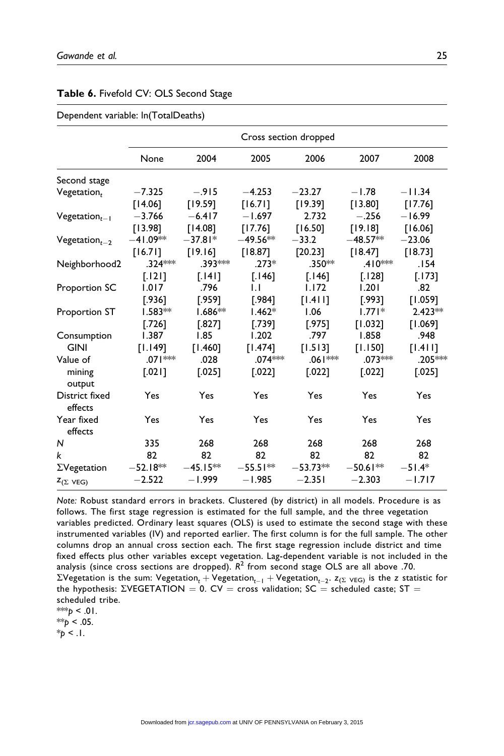**Table 6.** Fivefold CV: OLS Second Stage

Dependent variable: ln(TotalDeaths)

| | Cross section dropped | | | | | |
|---|---|---|---|---|---|---|
| | None | 2004 | 2005 | 2006 | 2007 | 2008 |
| Second stage | | | | | | |
| $\text{Vegetation}_t$ | −7.325 | −.915 | −4.253 | −23.27 | −1.78 | −11.34 |
| | [14.06] | [19.59] | [16.71] | [19.39] | [13.80] | [17.76] |
| $\text{Vegetation}_{t-1}$ | −3.766 | −6.417 | −1.697 | 2.732 | −.256 | −16.99 |
| | [13.98] | [14.08] | [17.76] | [16.50] | [19.18] | [16.06] |
| $\text{Vegetation}_{t-2}$ | −41.09** | −37.81* | −49.56** | −33.2 | −48.57** | −23.06 |
| | [16.71] | [19.16] | [18.87] | [20.23] | [18.47] | [18.73] |
| Neighborhood2 | .324*** | .393*** | .273* | .350** | .410*** | .154 |
| | [.121] | [.141] | [.146] | [.146] | [.128] | [.173] |
| Proportion SC | 1.017 | .796 | 1.1 | 1.172 | 1.201 | .82 |
| | [.936] | [.959] | [.984] | [1.411] | [.993] | [1.059] |
| Proportion ST | 1.583** | 1.686** | 1.462* | 1.06 | 1.771* | 2.423** |
| | [.726] | [.827] | [.739] | [.975] | [1.032] | [1.069] |
| Consumption GINI | 1.387 | 1.85 | 1.202 | .797 | 1.858 | .948 |
| | [1.149] | [1.460] | [1.474] | [1.513] | [1.150] | [1.411] |
| Value of mining output | .071*** | .028 | .074*** | .061*** | .073*** | .205*** |
| | [.021] | [.025] | [.022] | [.022] | [.022] | [.025] |
| District fixed effects | Yes | Yes | Yes | Yes | Yes | Yes |
| Year fixed effects | Yes | Yes | Yes | Yes | Yes | Yes |
| *N* | 335 | 268 | 268 | 268 | 268 | 268 |
| *k* | 82 | 82 | 82 | 82 | 82 | 82 |
| ΣVegetation | −52.18** | −45.15** | −55.51** | −53.73** | −50.61** | −51.4* |
| $z_{(\Sigma\ \text{VEG})}$ | −2.522 | −1.999 | −1.985 | −2.351 | −2.303 | −1.717 |

*Note:* Robust standard errors in brackets. Clustered (by district) in all models. Procedure is as follows. The first stage regression is estimated for the full sample, and the three vegetation variables predicted. Ordinary least squares (OLS) is used to estimate the second stage with these instrumented variables (IV) and reported earlier. The first column is for the full sample. The other columns drop an annual cross section each. The first stage regression include district and time fixed effects plus other variables except vegetation. Lag-dependent variable is not included in the analysis (since cross sections are dropped). $R^2$ from second stage OLS are all above .70. ΣVegetation is the sum: $\text{Vegetation}_t + \text{Vegetation}_{t-1} + \text{Vegetation}_{t-2}$. $z_{(\Sigma\ \text{VEG})}$ is the z statistic for the hypothesis: ΣVEGETATION = 0. CV = cross validation; SC = scheduled caste; ST = scheduled tribe.

***$p < .01$.

**$p < .05$.

*$p < .1$.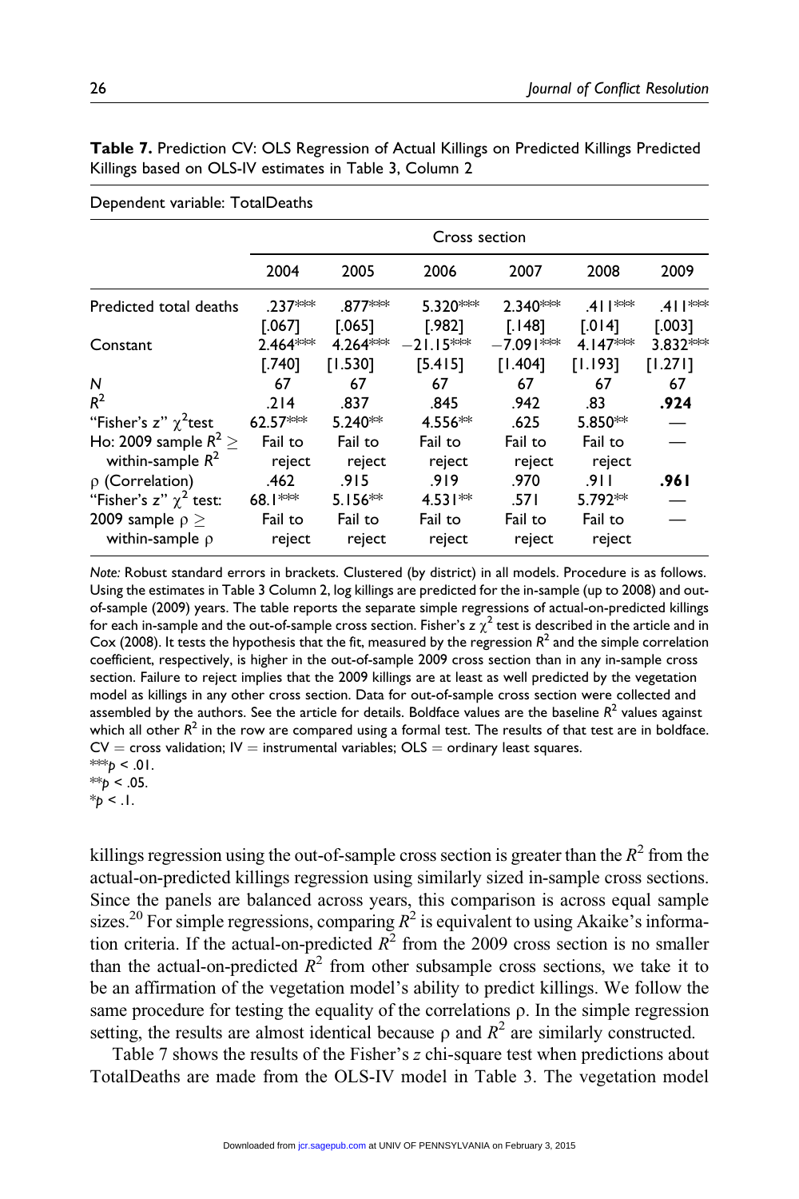**Table 7.** Prediction CV: OLS Regression of Actual Killings on Predicted Killings Predicted Killings based on OLS-IV estimates in Table 3, Column 2

| Dependent variable: TotalDeaths | | | | | | |
|---|---|---|---|---|---|---|
| | Cross section | | | | | |
| | 2004 | 2005 | 2006 | 2007 | 2008 | 2009 |
| Predicted total deaths | .237*** | .877*** | 5.320*** | 2.340*** | .411*** | .411*** |
| | [.067] | [.065] | [.982] | [.148] | [.014] | [.003] |
| Constant | 2.464*** | 4.264*** | −21.15*** | −7.091*** | 4.147*** | 3.832*** |
| | [.740] | [1.530] | [5.415] | [1.404] | [1.193] | [1.271] |
| $N$ | 67 | 67 | 67 | 67 | 67 | 67 |
| $R^2$ | .214 | .837 | .845 | .942 | .83 | **.924** |
| "Fisher's z" $\chi^2$test | 62.57*** | 5.240** | 4.556** | .625 | 5.850** | — |
| Ho: 2009 sample $R^2 \geq$ within-sample $R^2$ | Fail to reject | Fail to reject | Fail to reject | Fail to reject | Fail to reject | — |
| $\rho$ (Correlation) | .462 | .915 | .919 | .970 | .911 | **.961** |
| "Fisher's z" $\chi^2$ test: | 68.1*** | 5.156** | 4.531** | .571 | 5.792** | — |
| 2009 sample $\rho \geq$ within-sample $\rho$ | Fail to reject | Fail to reject | Fail to reject | Fail to reject | Fail to reject | — |

*Note:* Robust standard errors in brackets. Clustered (by district) in all models. Procedure is as follows. Using the estimates in Table 3 Column 2, log killings are predicted for the in-sample (up to 2008) and out-of-sample (2009) years. The table reports the separate simple regressions of actual-on-predicted killings for each in-sample and the out-of-sample cross section. Fisher's z $\chi^2$ test is described in the article and in Cox (2008). It tests the hypothesis that the fit, measured by the regression $R^2$ and the simple correlation coefficient, respectively, is higher in the out-of-sample 2009 cross section than in any in-sample cross section. Failure to reject implies that the 2009 killings are at least as well predicted by the vegetation model as killings in any other cross section. Data for out-of-sample cross section were collected and assembled by the authors. See the article for details. Boldface values are the baseline $R^2$ values against which all other $R^2$ in the row are compared using a formal test. The results of that test are in boldface. CV = cross validation; IV = instrumental variables; OLS = ordinary least squares.
***$p < .01$.
**$p < .05$.
*$p < .1$.

killings regression using the out-of-sample cross section is greater than the $R^2$ from the actual-on-predicted killings regression using similarly sized in-sample cross sections. Since the panels are balanced across years, this comparison is across equal sample sizes.[20] For simple regressions, comparing $R^2$ is equivalent to using Akaike's information criteria. If the actual-on-predicted $R^2$ from the 2009 cross section is no smaller than the actual-on-predicted $R^2$ from other subsample cross sections, we take it to be an affirmation of the vegetation model's ability to predict killings. We follow the same procedure for testing the equality of the correlations $\rho$. In the simple regression setting, the results are almost identical because $\rho$ and $R^2$ are similarly constructed.

Table 7 shows the results of the Fisher's *z* chi-square test when predictions about TotalDeaths are made from the OLS-IV model in Table 3. The vegetation model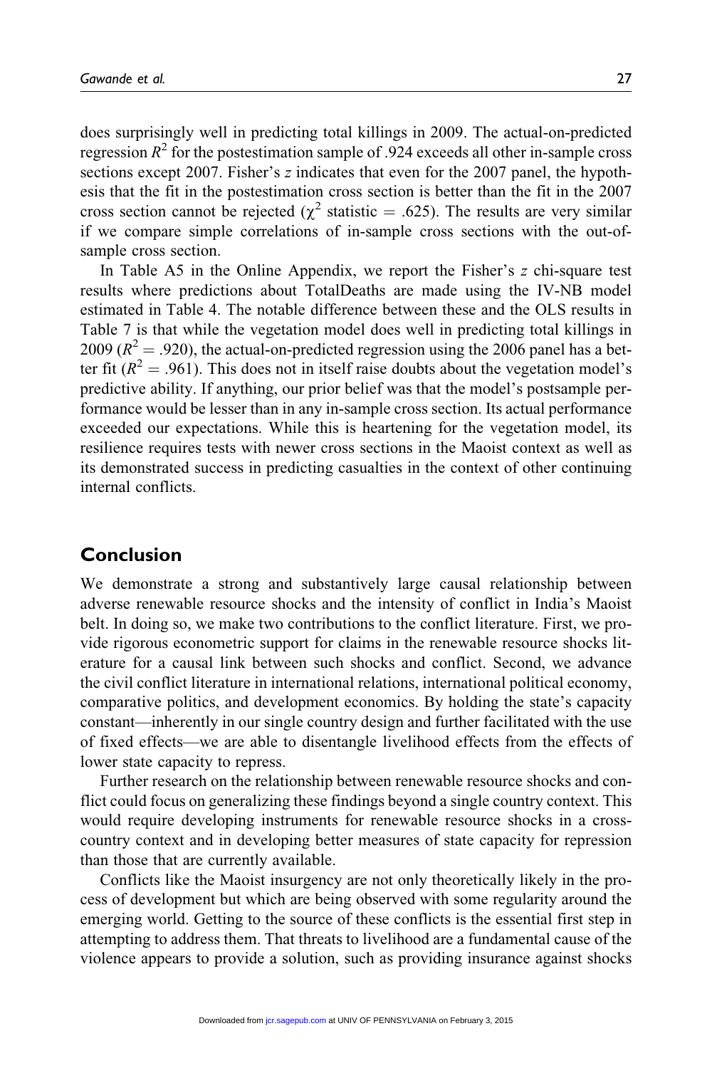does surprisingly well in predicting total killings in 2009. The actual-on-predicted regression $R^2$ for the postestimation sample of .924 exceeds all other in-sample cross sections except 2007. Fisher's $z$ indicates that even for the 2007 panel, the hypothesis that the fit in the postestimation cross section is better than the fit in the 2007 cross section cannot be rejected ($\chi^2$ statistic = .625). The results are very similar if we compare simple correlations of in-sample cross sections with the out-of-sample cross section.

In Table A5 in the Online Appendix, we report the Fisher's $z$ chi-square test results where predictions about TotalDeaths are made using the IV-NB model estimated in Table 4. The notable difference between these and the OLS results in Table 7 is that while the vegetation model does well in predicting total killings in 2009 ($R^2 = .920$), the actual-on-predicted regression using the 2006 panel has a better fit ($R^2 = .961$). This does not in itself raise doubts about the vegetation model's predictive ability. If anything, our prior belief was that the model's postsample performance would be lesser than in any in-sample cross section. Its actual performance exceeded our expectations. While this is heartening for the vegetation model, its resilience requires tests with newer cross sections in the Maoist context as well as its demonstrated success in predicting casualties in the context of other continuing internal conflicts.

## Conclusion

We demonstrate a strong and substantively large causal relationship between adverse renewable resource shocks and the intensity of conflict in India's Maoist belt. In doing so, we make two contributions to the conflict literature. First, we provide rigorous econometric support for claims in the renewable resource shocks literature for a causal link between such shocks and conflict. Second, we advance the civil conflict literature in international relations, international political economy, comparative politics, and development economics. By holding the state's capacity constant—inherently in our single country design and further facilitated with the use of fixed effects—we are able to disentangle livelihood effects from the effects of lower state capacity to repress.

Further research on the relationship between renewable resource shocks and conflict could focus on generalizing these findings beyond a single country context. This would require developing instruments for renewable resource shocks in a cross-country context and in developing better measures of state capacity for repression than those that are currently available.

Conflicts like the Maoist insurgency are not only theoretically likely in the process of development but which are being observed with some regularity around the emerging world. Getting to the source of these conflicts is the essential first step in attempting to address them. That threats to livelihood are a fundamental cause of the violence appears to provide a solution, such as providing insurance against shocks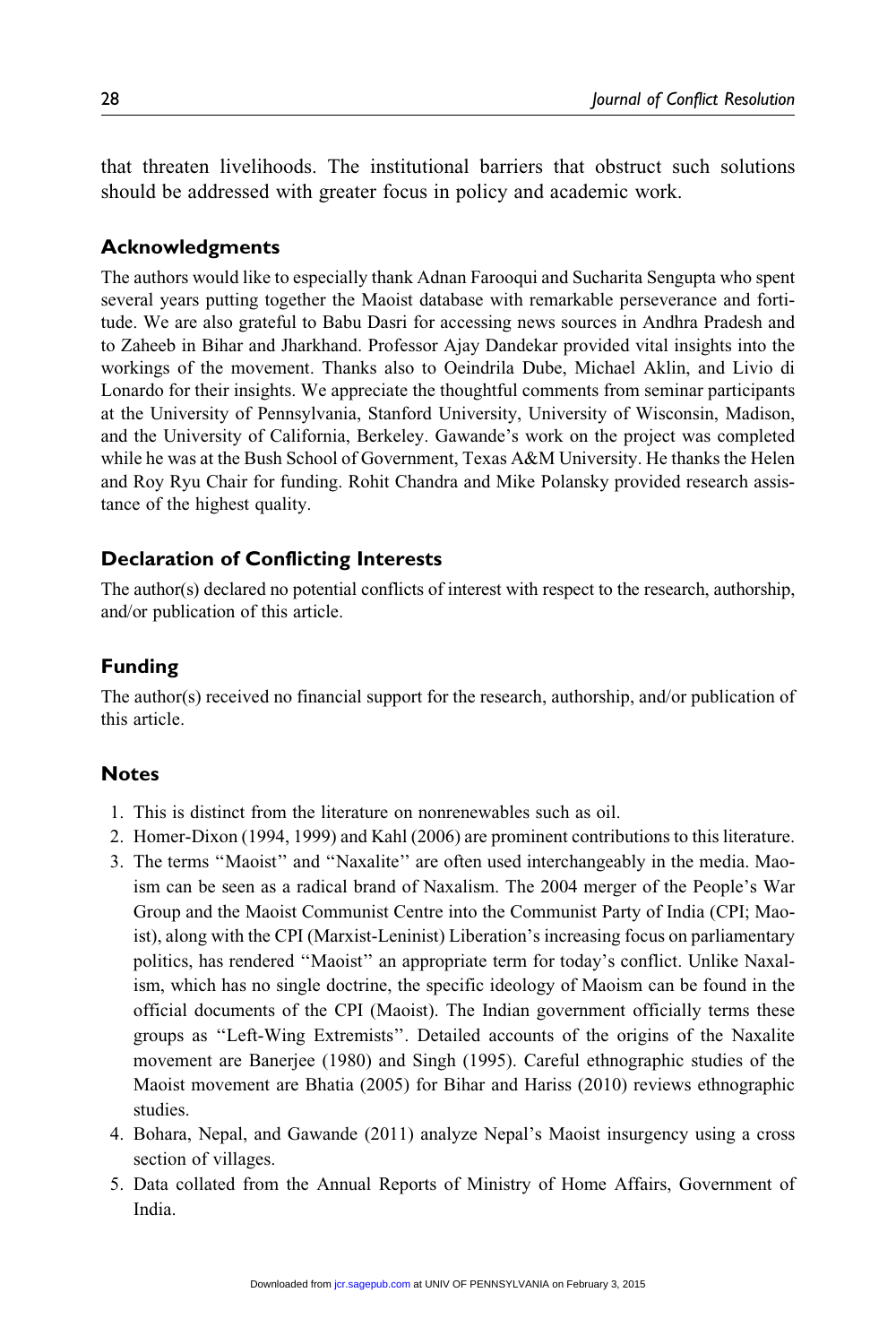that threaten livelihoods. The institutional barriers that obstruct such solutions should be addressed with greater focus in policy and academic work.

## Acknowledgments

The authors would like to especially thank Adnan Farooqui and Sucharita Sengupta who spent several years putting together the Maoist database with remarkable perseverance and fortitude. We are also grateful to Babu Dasri for accessing news sources in Andhra Pradesh and to Zaheeb in Bihar and Jharkhand. Professor Ajay Dandekar provided vital insights into the workings of the movement. Thanks also to Oeindrila Dube, Michael Aklin, and Livio di Lonardo for their insights. We appreciate the thoughtful comments from seminar participants at the University of Pennsylvania, Stanford University, University of Wisconsin, Madison, and the University of California, Berkeley. Gawande's work on the project was completed while he was at the Bush School of Government, Texas A&M University. He thanks the Helen and Roy Ryu Chair for funding. Rohit Chandra and Mike Polansky provided research assistance of the highest quality.

## Declaration of Conflicting Interests

The author(s) declared no potential conflicts of interest with respect to the research, authorship, and/or publication of this article.

## Funding

The author(s) received no financial support for the research, authorship, and/or publication of this article.

## Notes

1. This is distinct from the literature on nonrenewables such as oil.
2. Homer-Dixon (1994, 1999) and Kahl (2006) are prominent contributions to this literature.
3. The terms "Maoist" and "Naxalite" are often used interchangeably in the media. Maoism can be seen as a radical brand of Naxalism. The 2004 merger of the People's War Group and the Maoist Communist Centre into the Communist Party of India (CPI; Maoist), along with the CPI (Marxist-Leninist) Liberation's increasing focus on parliamentary politics, has rendered "Maoist" an appropriate term for today's conflict. Unlike Naxalism, which has no single doctrine, the specific ideology of Maoism can be found in the official documents of the CPI (Maoist). The Indian government officially terms these groups as "Left-Wing Extremists". Detailed accounts of the origins of the Naxalite movement are Banerjee (1980) and Singh (1995). Careful ethnographic studies of the Maoist movement are Bhatia (2005) for Bihar and Hariss (2010) reviews ethnographic studies.
4. Bohara, Nepal, and Gawande (2011) analyze Nepal's Maoist insurgency using a cross section of villages.
5. Data collated from the Annual Reports of Ministry of Home Affairs, Government of India.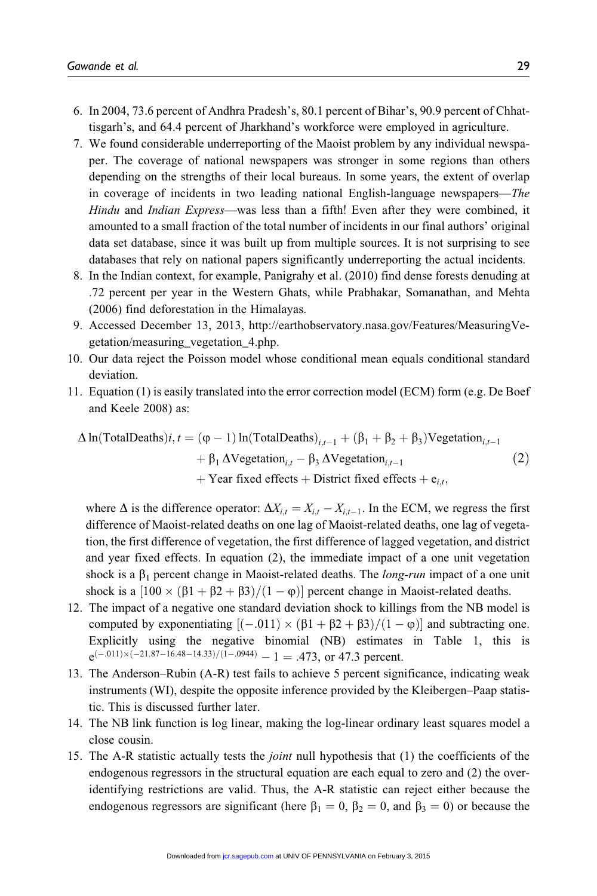6. In 2004, 73.6 percent of Andhra Pradesh's, 80.1 percent of Bihar's, 90.9 percent of Chhattisgarh's, and 64.4 percent of Jharkhand's workforce were employed in agriculture.
7. We found considerable underreporting of the Maoist problem by any individual newspaper. The coverage of national newspapers was stronger in some regions than others depending on the strengths of their local bureaus. In some years, the extent of overlap in coverage of incidents in two leading national English-language newspapers—*The Hindu* and *Indian Express*—was less than a fifth! Even after they were combined, it amounted to a small fraction of the total number of incidents in our final authors' original data set database, since it was built up from multiple sources. It is not surprising to see databases that rely on national papers significantly underreporting the actual incidents.
8. In the Indian context, for example, Panigrahy et al. (2010) find dense forests denuding at .72 percent per year in the Western Ghats, while Prabhakar, Somanathan, and Mehta (2006) find deforestation in the Himalayas.
9. Accessed December 13, 2013, http://earthobservatory.nasa.gov/Features/MeasuringVegetation/measuring_vegetation_4.php.
10. Our data reject the Poisson model whose conditional mean equals conditional standard deviation.
11. Equation (1) is easily translated into the error correction model (ECM) form (e.g. De Boef and Keele 2008) as:

$$\begin{aligned}\Delta \ln(\text{TotalDeaths})i,t = {} & (\varphi - 1)\ln(\text{TotalDeaths})_{i,t-1} + (\beta_1 + \beta_2 + \beta_3)\text{Vegetation}_{i,t-1} \\ & + \beta_1\,\Delta\text{Vegetation}_{i,t} - \beta_3\,\Delta\text{Vegetation}_{i,t-1} \\ & + \text{Year fixed effects} + \text{District fixed effects} + e_{i,t},\end{aligned} \tag{2}$$

where $\Delta$ is the difference operator: $\Delta X_{i,t} = X_{i,t} - X_{i,t-1}$. In the ECM, we regress the first difference of Maoist-related deaths on one lag of Maoist-related deaths, one lag of vegetation, the first difference of vegetation, the first difference of lagged vegetation, and district and year fixed effects. In equation (2), the immediate impact of a one unit vegetation shock is a $\beta_1$ percent change in Maoist-related deaths. The *long-run* impact of a one unit shock is a $[100 \times (\beta1 + \beta2 + \beta3)/(1 - \varphi)]$ percent change in Maoist-related deaths.
12. The impact of a negative one standard deviation shock to killings from the NB model is computed by exponentiating $[(-.011) \times (\beta1 + \beta2 + \beta3)/(1 - \varphi)]$ and subtracting one. Explicitly using the negative binomial (NB) estimates in Table 1, this is $e^{(-.011)\times(-21.87-16.48-14.33)/(1-.0944)} - 1 = .473$, or 47.3 percent.
13. The Anderson–Rubin (A-R) test fails to achieve 5 percent significance, indicating weak instruments (WI), despite the opposite inference provided by the Kleibergen–Paap statistic. This is discussed further later.
14. The NB link function is log linear, making the log-linear ordinary least squares model a close cousin.
15. The A-R statistic actually tests the *joint* null hypothesis that (1) the coefficients of the endogenous regressors in the structural equation are each equal to zero and (2) the overidentifying restrictions are valid. Thus, the A-R statistic can reject either because the endogenous regressors are significant (here $\beta_1 = 0$, $\beta_2 = 0$, and $\beta_3 = 0$) or because the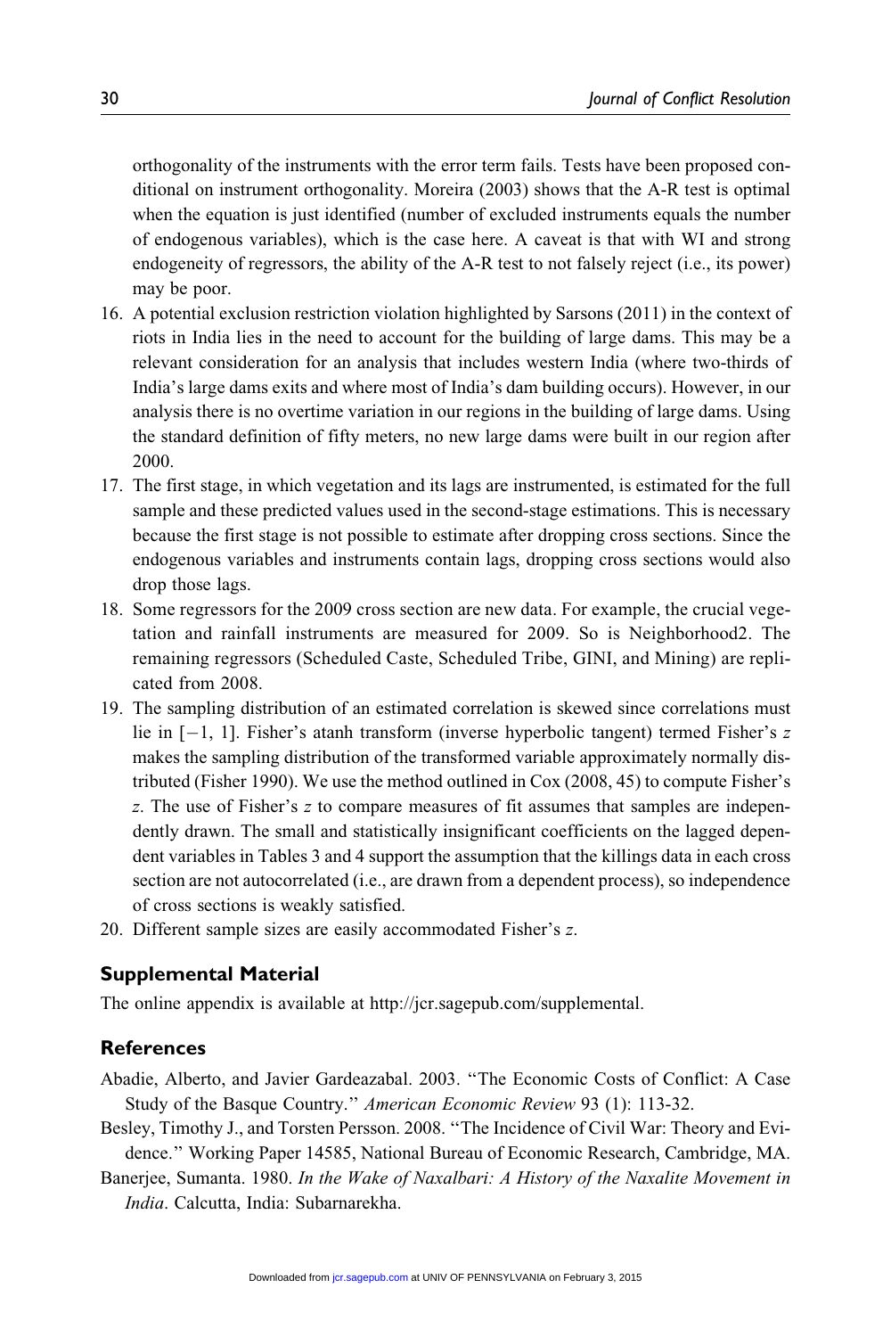orthogonality of the instruments with the error term fails. Tests have been proposed conditional on instrument orthogonality. Moreira (2003) shows that the A-R test is optimal when the equation is just identified (number of excluded instruments equals the number of endogenous variables), which is the case here. A caveat is that with WI and strong endogeneity of regressors, the ability of the A-R test to not falsely reject (i.e., its power) may be poor.

16. A potential exclusion restriction violation highlighted by Sarsons (2011) in the context of riots in India lies in the need to account for the building of large dams. This may be a relevant consideration for an analysis that includes western India (where two-thirds of India's large dams exits and where most of India's dam building occurs). However, in our analysis there is no overtime variation in our regions in the building of large dams. Using the standard definition of fifty meters, no new large dams were built in our region after 2000.
17. The first stage, in which vegetation and its lags are instrumented, is estimated for the full sample and these predicted values used in the second-stage estimations. This is necessary because the first stage is not possible to estimate after dropping cross sections. Since the endogenous variables and instruments contain lags, dropping cross sections would also drop those lags.
18. Some regressors for the 2009 cross section are new data. For example, the crucial vegetation and rainfall instruments are measured for 2009. So is Neighborhood2. The remaining regressors (Scheduled Caste, Scheduled Tribe, GINI, and Mining) are replicated from 2008.
19. The sampling distribution of an estimated correlation is skewed since correlations must lie in $[-1, 1]$. Fisher's atanh transform (inverse hyperbolic tangent) termed Fisher's $z$ makes the sampling distribution of the transformed variable approximately normally distributed (Fisher 1990). We use the method outlined in Cox (2008, 45) to compute Fisher's $z$. The use of Fisher's $z$ to compare measures of fit assumes that samples are independently drawn. The small and statistically insignificant coefficients on the lagged dependent variables in Tables 3 and 4 support the assumption that the killings data in each cross section are not autocorrelated (i.e., are drawn from a dependent process), so independence of cross sections is weakly satisfied.
20. Different sample sizes are easily accommodated Fisher's $z$.

## Supplemental Material

The online appendix is available at http://jcr.sagepub.com/supplemental.

## References

Abadie, Alberto, and Javier Gardeazabal. 2003. "The Economic Costs of Conflict: A Case Study of the Basque Country." *American Economic Review* 93 (1): 113-32.

Besley, Timothy J., and Torsten Persson. 2008. "The Incidence of Civil War: Theory and Evidence." Working Paper 14585, National Bureau of Economic Research, Cambridge, MA.

Banerjee, Sumanta. 1980. *In the Wake of Naxalbari: A History of the Naxalite Movement in India*. Calcutta, India: Subarnarekha.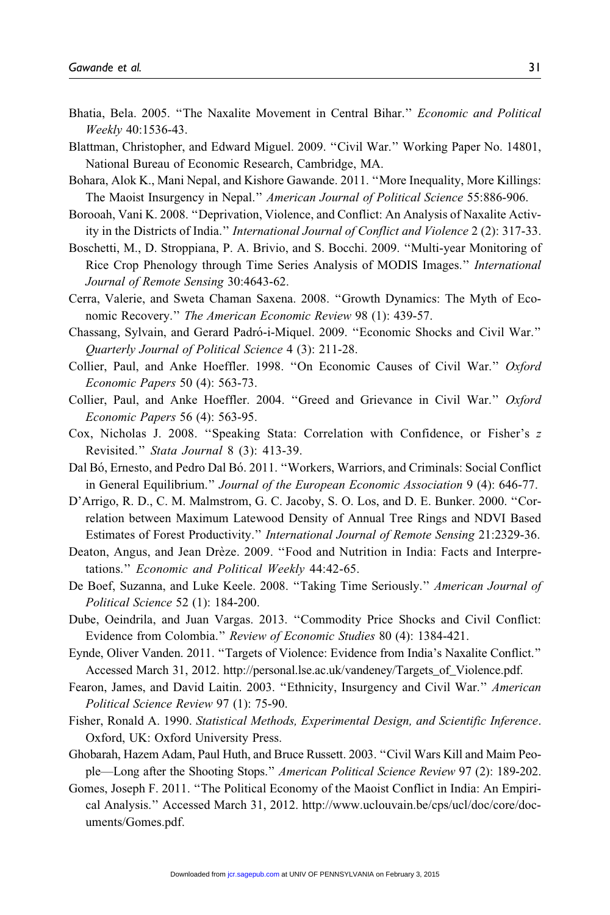Bhatia, Bela. 2005. "The Naxalite Movement in Central Bihar." *Economic and Political Weekly* 40:1536-43.

Blattman, Christopher, and Edward Miguel. 2009. "Civil War." Working Paper No. 14801, National Bureau of Economic Research, Cambridge, MA.

Bohara, Alok K., Mani Nepal, and Kishore Gawande. 2011. "More Inequality, More Killings: The Maoist Insurgency in Nepal." *American Journal of Political Science* 55:886-906.

Borooah, Vani K. 2008. "Deprivation, Violence, and Conflict: An Analysis of Naxalite Activity in the Districts of India." *International Journal of Conflict and Violence* 2 (2): 317-33.

Boschetti, M., D. Stroppiana, P. A. Brivio, and S. Bocchi. 2009. "Multi-year Monitoring of Rice Crop Phenology through Time Series Analysis of MODIS Images." *International Journal of Remote Sensing* 30:4643-62.

Cerra, Valerie, and Sweta Chaman Saxena. 2008. "Growth Dynamics: The Myth of Economic Recovery." *The American Economic Review* 98 (1): 439-57.

Chassang, Sylvain, and Gerard Padró-i-Miquel. 2009. "Economic Shocks and Civil War." *Quarterly Journal of Political Science* 4 (3): 211-28.

Collier, Paul, and Anke Hoeffler. 1998. "On Economic Causes of Civil War." *Oxford Economic Papers* 50 (4): 563-73.

Collier, Paul, and Anke Hoeffler. 2004. "Greed and Grievance in Civil War." *Oxford Economic Papers* 56 (4): 563-95.

Cox, Nicholas J. 2008. "Speaking Stata: Correlation with Confidence, or Fisher's *z* Revisited." *Stata Journal* 8 (3): 413-39.

Dal Bó, Ernesto, and Pedro Dal Bó. 2011. "Workers, Warriors, and Criminals: Social Conflict in General Equilibrium." *Journal of the European Economic Association* 9 (4): 646-77.

D'Arrigo, R. D., C. M. Malmstrom, G. C. Jacoby, S. O. Los, and D. E. Bunker. 2000. "Correlation between Maximum Latewood Density of Annual Tree Rings and NDVI Based Estimates of Forest Productivity." *International Journal of Remote Sensing* 21:2329-36.

Deaton, Angus, and Jean Drèze. 2009. "Food and Nutrition in India: Facts and Interpretations." *Economic and Political Weekly* 44:42-65.

De Boef, Suzanna, and Luke Keele. 2008. "Taking Time Seriously." *American Journal of Political Science* 52 (1): 184-200.

Dube, Oeindrila, and Juan Vargas. 2013. "Commodity Price Shocks and Civil Conflict: Evidence from Colombia." *Review of Economic Studies* 80 (4): 1384-421.

Eynde, Oliver Vanden. 2011. "Targets of Violence: Evidence from India's Naxalite Conflict." Accessed March 31, 2012. http://personal.lse.ac.uk/vandeney/Targets_of_Violence.pdf.

Fearon, James, and David Laitin. 2003. "Ethnicity, Insurgency and Civil War." *American Political Science Review* 97 (1): 75-90.

Fisher, Ronald A. 1990. *Statistical Methods, Experimental Design, and Scientific Inference*. Oxford, UK: Oxford University Press.

Ghobarah, Hazem Adam, Paul Huth, and Bruce Russett. 2003. "Civil Wars Kill and Maim People—Long after the Shooting Stops." *American Political Science Review* 97 (2): 189-202.

Gomes, Joseph F. 2011. "The Political Economy of the Maoist Conflict in India: An Empirical Analysis." Accessed March 31, 2012. http://www.uclouvain.be/cps/ucl/doc/core/documents/Gomes.pdf.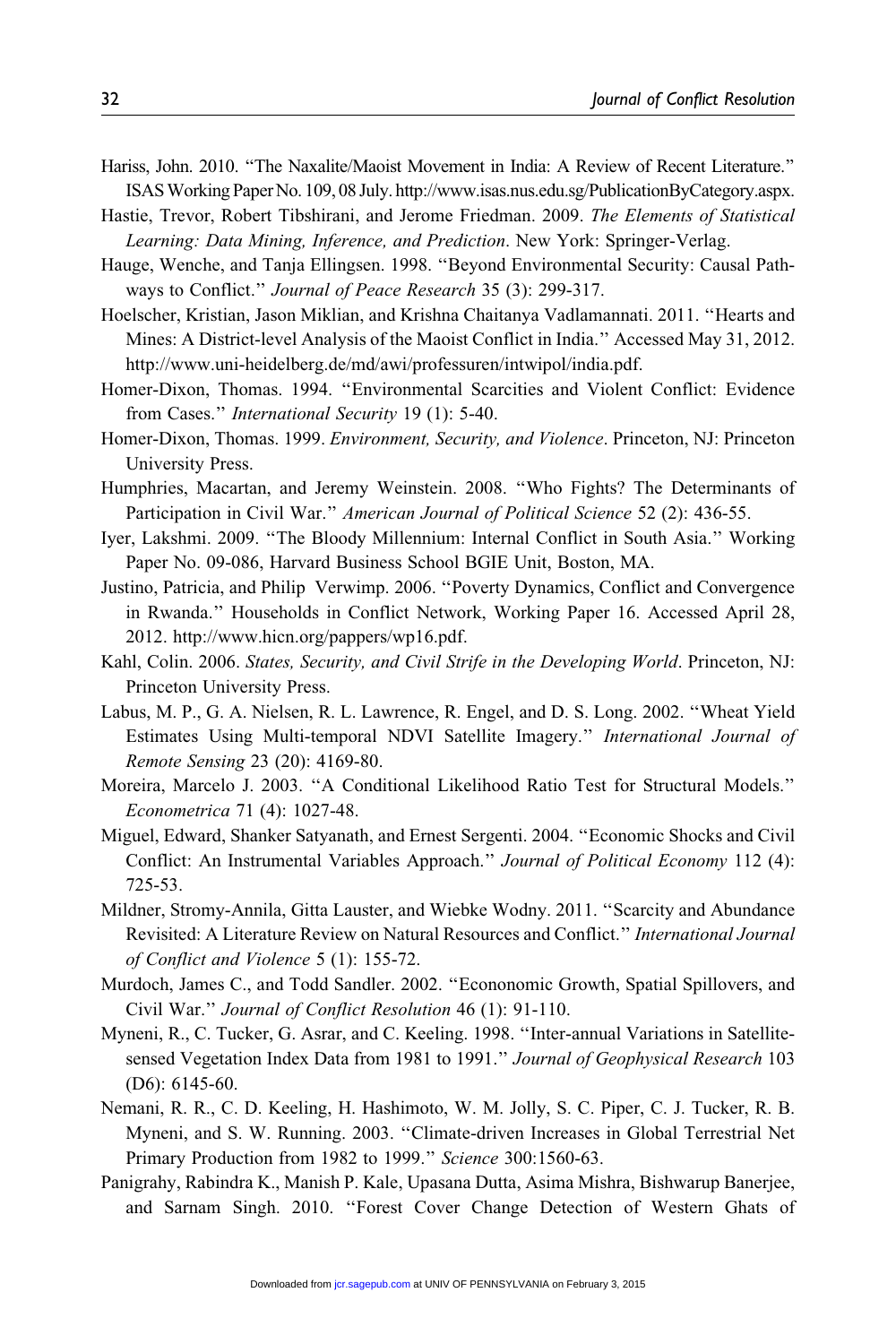Hariss, John. 2010. "The Naxalite/Maoist Movement in India: A Review of Recent Literature." ISAS Working Paper No. 109, 08 July. http://www.isas.nus.edu.sg/PublicationByCategory.aspx.

Hastie, Trevor, Robert Tibshirani, and Jerome Friedman. 2009. *The Elements of Statistical Learning: Data Mining, Inference, and Prediction*. New York: Springer-Verlag.

Hauge, Wenche, and Tanja Ellingsen. 1998. "Beyond Environmental Security: Causal Pathways to Conflict." *Journal of Peace Research* 35 (3): 299-317.

Hoelscher, Kristian, Jason Miklian, and Krishna Chaitanya Vadlamannati. 2011. "Hearts and Mines: A District-level Analysis of the Maoist Conflict in India." Accessed May 31, 2012. http://www.uni-heidelberg.de/md/awi/professuren/intwipol/india.pdf.

Homer-Dixon, Thomas. 1994. "Environmental Scarcities and Violent Conflict: Evidence from Cases." *International Security* 19 (1): 5-40.

Homer-Dixon, Thomas. 1999. *Environment, Security, and Violence*. Princeton, NJ: Princeton University Press.

Humphries, Macartan, and Jeremy Weinstein. 2008. "Who Fights? The Determinants of Participation in Civil War." *American Journal of Political Science* 52 (2): 436-55.

Iyer, Lakshmi. 2009. "The Bloody Millennium: Internal Conflict in South Asia." Working Paper No. 09-086, Harvard Business School BGIE Unit, Boston, MA.

Justino, Patricia, and Philip Verwimp. 2006. "Poverty Dynamics, Conflict and Convergence in Rwanda." Households in Conflict Network, Working Paper 16. Accessed April 28, 2012. http://www.hicn.org/pappers/wp16.pdf.

Kahl, Colin. 2006. *States, Security, and Civil Strife in the Developing World*. Princeton, NJ: Princeton University Press.

Labus, M. P., G. A. Nielsen, R. L. Lawrence, R. Engel, and D. S. Long. 2002. "Wheat Yield Estimates Using Multi-temporal NDVI Satellite Imagery." *International Journal of Remote Sensing* 23 (20): 4169-80.

Moreira, Marcelo J. 2003. "A Conditional Likelihood Ratio Test for Structural Models." *Econometrica* 71 (4): 1027-48.

Miguel, Edward, Shanker Satyanath, and Ernest Sergenti. 2004. "Economic Shocks and Civil Conflict: An Instrumental Variables Approach." *Journal of Political Economy* 112 (4): 725-53.

Mildner, Stromy-Annila, Gitta Lauster, and Wiebke Wodny. 2011. "Scarcity and Abundance Revisited: A Literature Review on Natural Resources and Conflict." *International Journal of Conflict and Violence* 5 (1): 155-72.

Murdoch, James C., and Todd Sandler. 2002. "Econonomic Growth, Spatial Spillovers, and Civil War." *Journal of Conflict Resolution* 46 (1): 91-110.

Myneni, R., C. Tucker, G. Asrar, and C. Keeling. 1998. "Inter-annual Variations in Satellite-sensed Vegetation Index Data from 1981 to 1991." *Journal of Geophysical Research* 103 (D6): 6145-60.

Nemani, R. R., C. D. Keeling, H. Hashimoto, W. M. Jolly, S. C. Piper, C. J. Tucker, R. B. Myneni, and S. W. Running. 2003. "Climate-driven Increases in Global Terrestrial Net Primary Production from 1982 to 1999." *Science* 300:1560-63.

Panigrahy, Rabindra K., Manish P. Kale, Upasana Dutta, Asima Mishra, Bishwarup Banerjee, and Sarnam Singh. 2010. "Forest Cover Change Detection of Western Ghats of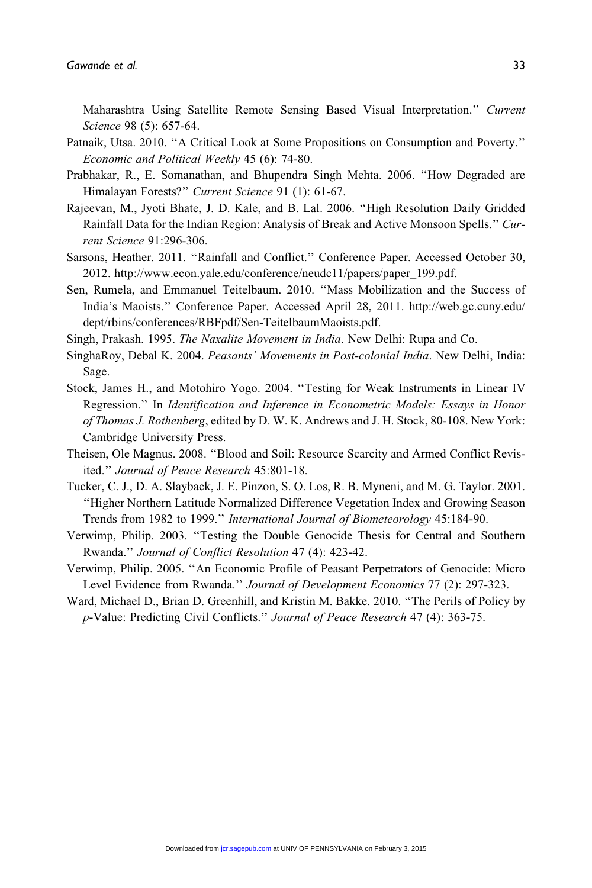Maharashtra Using Satellite Remote Sensing Based Visual Interpretation." *Current Science* 98 (5): 657-64.

Patnaik, Utsa. 2010. "A Critical Look at Some Propositions on Consumption and Poverty." *Economic and Political Weekly* 45 (6): 74-80.

Prabhakar, R., E. Somanathan, and Bhupendra Singh Mehta. 2006. "How Degraded are Himalayan Forests?" *Current Science* 91 (1): 61-67.

Rajeevan, M., Jyoti Bhate, J. D. Kale, and B. Lal. 2006. "High Resolution Daily Gridded Rainfall Data for the Indian Region: Analysis of Break and Active Monsoon Spells." *Current Science* 91:296-306.

Sarsons, Heather. 2011. "Rainfall and Conflict." Conference Paper. Accessed October 30, 2012. http://www.econ.yale.edu/conference/neudc11/papers/paper_199.pdf.

Sen, Rumela, and Emmanuel Teitelbaum. 2010. "Mass Mobilization and the Success of India's Maoists." Conference Paper. Accessed April 28, 2011. http://web.gc.cuny.edu/dept/rbins/conferences/RBFpdf/Sen-TeitelbaumMaoists.pdf.

Singh, Prakash. 1995. *The Naxalite Movement in India*. New Delhi: Rupa and Co.

SinghaRoy, Debal K. 2004. *Peasants' Movements in Post-colonial India*. New Delhi, India: Sage.

Stock, James H., and Motohiro Yogo. 2004. "Testing for Weak Instruments in Linear IV Regression." In *Identification and Inference in Econometric Models: Essays in Honor of Thomas J. Rothenberg*, edited by D. W. K. Andrews and J. H. Stock, 80-108. New York: Cambridge University Press.

Theisen, Ole Magnus. 2008. "Blood and Soil: Resource Scarcity and Armed Conflict Revisited." *Journal of Peace Research* 45:801-18.

Tucker, C. J., D. A. Slayback, J. E. Pinzon, S. O. Los, R. B. Myneni, and M. G. Taylor. 2001. "Higher Northern Latitude Normalized Difference Vegetation Index and Growing Season Trends from 1982 to 1999." *International Journal of Biometeorology* 45:184-90.

Verwimp, Philip. 2003. "Testing the Double Genocide Thesis for Central and Southern Rwanda." *Journal of Conflict Resolution* 47 (4): 423-42.

Verwimp, Philip. 2005. "An Economic Profile of Peasant Perpetrators of Genocide: Micro Level Evidence from Rwanda." *Journal of Development Economics* 77 (2): 297-323.

Ward, Michael D., Brian D. Greenhill, and Kristin M. Bakke. 2010. "The Perils of Policy by *p*-Value: Predicting Civil Conflicts." *Journal of Peace Research* 47 (4): 363-75.